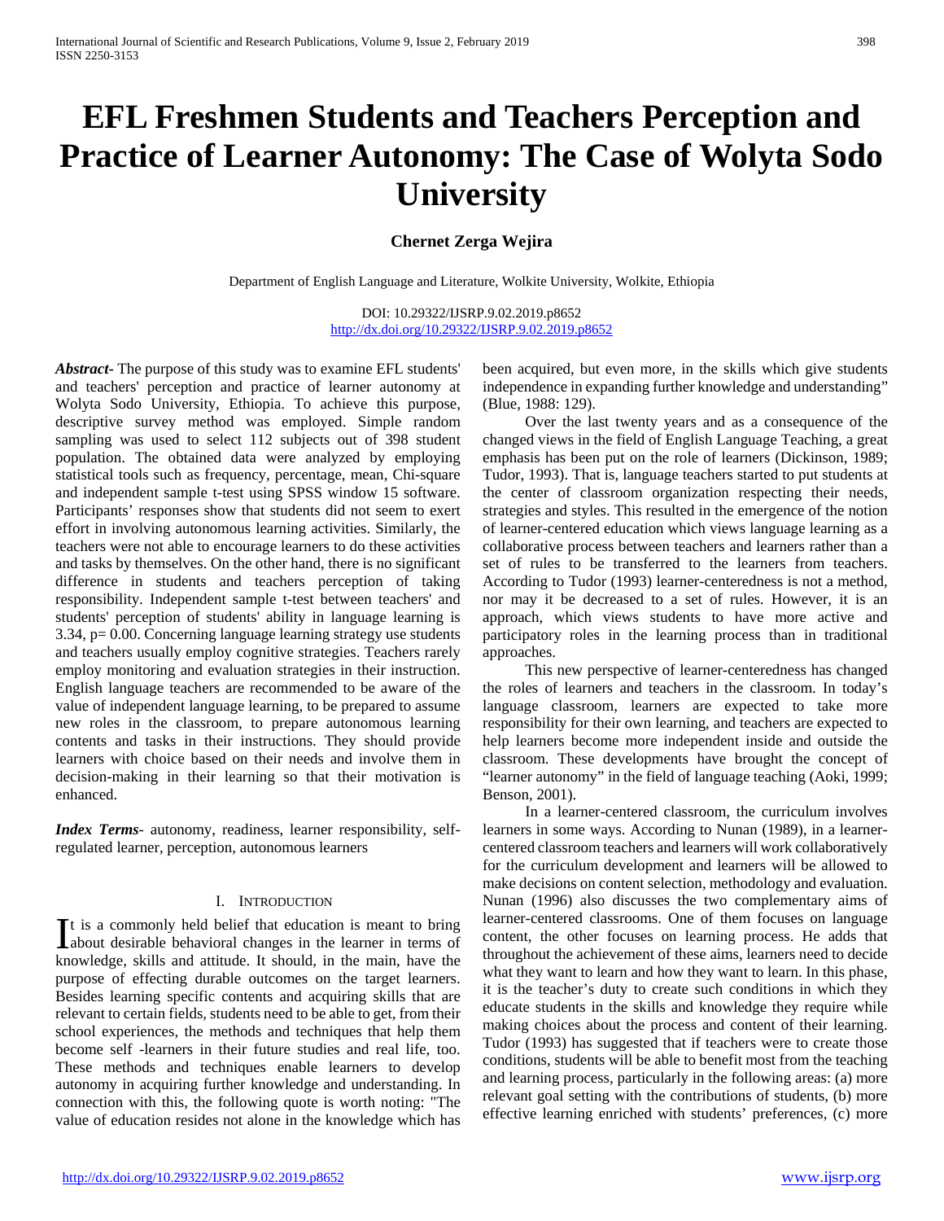# EFL Freshmen Students and Teachers Perception and Practice of Learner Autonomy: The Case of Wolyta Sodo University

**Chernet Zerga Wejira**

Department of English Language and Literature, Wolkite University, Wolkite, Ethiopia

DOI: 10.29322/IJSRP.9.02.2019.p8652
http://dx.doi.org/10.29322/IJSRP.9.02.2019.p8652

***Abstract*-** The purpose of this study was to examine EFL students' and teachers' perception and practice of learner autonomy at Wolyta Sodo University, Ethiopia. To achieve this purpose, descriptive survey method was employed. Simple random sampling was used to select 112 subjects out of 398 student population. The obtained data were analyzed by employing statistical tools such as frequency, percentage, mean, Chi-square and independent sample t-test using SPSS window 15 software. Participants' responses show that students did not seem to exert effort in involving autonomous learning activities. Similary, the teachers were not able to encourage learners to do these activities and tasks by themselves. On the other hand, there is no significant difference in students and teachers perception of taking responsibility. Independent sample t-test between teachers' and students' perception of students' ability in language learning is 3.34, p= 0.00. Concerning language learning strategy use students and teachers usually employ cognitive strategies. Teachers rarely employ monitoring and evaluation strategies in their instruction. English language teachers are recommended to be aware of the value of independent language learning, to be prepared to assume new roles in the classroom, to prepare autonomous learning contents and tasks in their instructions. They should provide learners with choice based on their needs and involve them in decision-making in their learning so that their motivation is enhanced.

***Index Terms*-** autonomy, readiness, learner responsibility, self-regulated learner, perception, autonomous learners

## I. Introduction

It is a commonly held belief that education is meant to bring about desirable behavioral changes in the learner in terms of knowledge, skills and attitude. It should, in the main, have the purpose of effecting durable outcomes on the target learners. Besides learning specific contents and acquiring skills that are relevant to certain fields, students need to be able to get, from their school experiences, the methods and techniques that help them become self -learners in their future studies and real life, too. These methods and techniques enable learners to develop autonomy in acquiring further knowledge and understanding. In connection with this, the following quote is worth noting: "The value of education resides not alone in the knowledge which has been acquired, but even more, in the skills which give students independence in expanding further knowledge and understanding" (Blue, 1988: 129).

Over the last twenty years and as a consequence of the changed views in the field of English Language Teaching, a great emphasis has been put on the role of learners (Dickinson, 1989; Tudor, 1993). That is, language teachers started to put students at the center of classroom organization respecting their needs, strategies and styles. This resulted in the emergence of the notion of learner-centered education which views language learning as a collaborative process between teachers and learners rather than a set of rules to be transferred to the learners from teachers. According to Tudor (1993) learner-centeredness is not a method, nor may it be decreased to a set of rules. However, it is an approach, which views students to have more active and participatory roles in the learning process than in traditional approaches.

This new perspective of learner-centeredness has changed the roles of learners and teachers in the classroom. In today's language classroom, learners are expected to take more responsibility for their own learning, and teachers are expected to help learners become more independent inside and outside the classroom. These developments have brought the concept of "learner autonomy" in the field of language teaching (Aoki, 1999; Benson, 2001).

In a learner-centered classroom, the curriculum involves learners in some ways. According to Nunan (1989), in a learner-centered classroom teachers and learners will work collaboratively for the curriculum development and learners will be allowed to make decisions on content selection, methodology and evaluation. Nunan (1996) also discusses the two complementary aims of learner-centered classrooms. One of them focuses on language content, the other focuses on learning process. He adds that throughout the achievement of these aims, learners need to decide what they want to learn and how they want to learn. In this phase, it is the teacher's duty to create such conditions in which they educate students in the skills and knowledge they require while making choices about the process and content of their learning. Tudor (1993) has suggested that if teachers were to create those conditions, students will be able to benefit most from the teaching and learning process, particularly in the following areas: (a) more relevant goal setting with the contributions of students, (b) more effective learning enriched with students' preferences, (c) more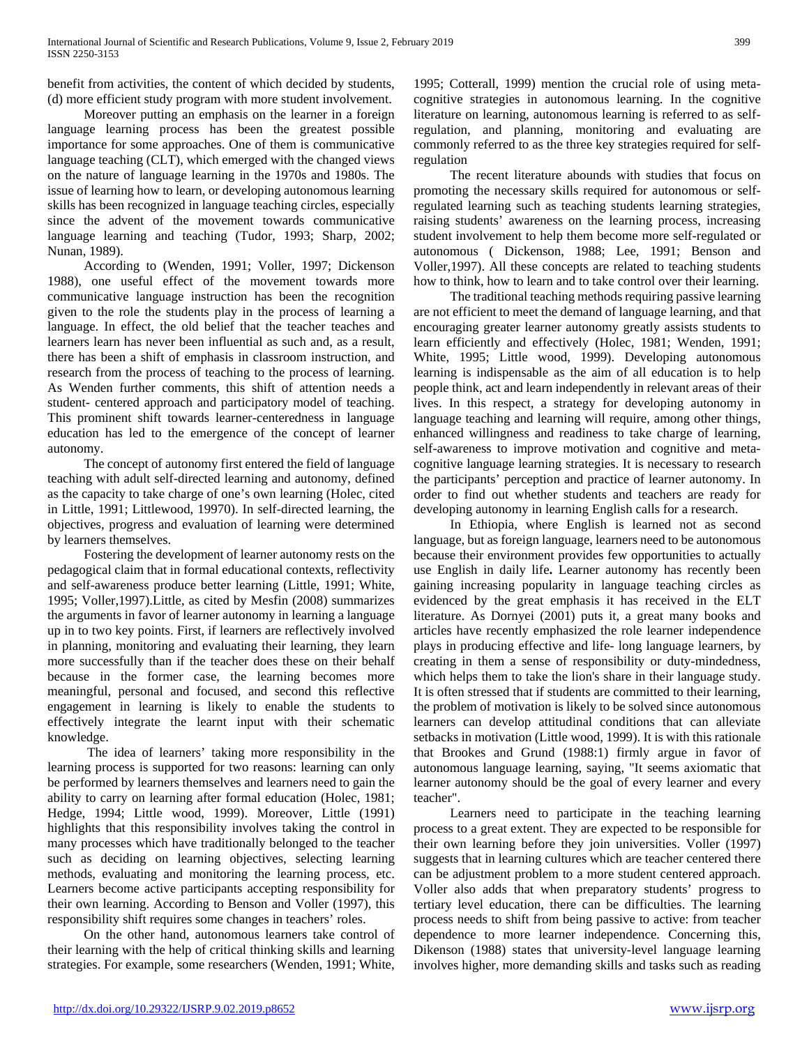benefit from activities, the content of which decided by students, (d) more efficient study program with more student involvement.

Moreover putting an emphasis on the learner in a foreign language learning process has been the greatest possible importance for some approaches. One of them is communicative language teaching (CLT), which emerged with the changed views on the nature of language learning in the 1970s and 1980s. The issue of learning how to learn, or developing autonomous learning skills has been recognized in language teaching circles, especially since the advent of the movement towards communicative language learning and teaching (Tudor, 1993; Sharp, 2002; Nunan, 1989).

According to (Wenden, 1991; Voller, 1997; Dickenson 1988), one useful effect of the movement towards more communicative language instruction has been the recognition given to the role the students play in the process of learning a language. In effect, the old belief that the teacher teaches and learners learn has never been influential as such and, as a result, there has been a shift of emphasis in classroom instruction, and research from the process of teaching to the process of learning. As Wenden further comments, this shift of attention needs a student- centered approach and participatory model of teaching. This prominent shift towards learner-centeredness in language education has led to the emergence of the concept of learner autonomy.

The concept of autonomy first entered the field of language teaching with adult self-directed learning and autonomy, defined as the capacity to take charge of one's own learning (Holec, cited in Little, 1991; Littlewood, 19970). In self-directed learning, the objectives, progress and evaluation of learning were determined by learners themselves.

Fostering the development of learner autonomy rests on the pedagogical claim that in formal educational contexts, reflectivity and self-awareness produce better learning (Little, 1991; White, 1995; Voller,1997).Little, as cited by Mesfin (2008) summarizes the arguments in favor of learner autonomy in learning a language up in to two key points. First, if learners are reflectively involved in planning, monitoring and evaluating their learning, they learn more successfully than if the teacher does these on their behalf because in the former case, the learning becomes more meaningful, personal and focused, and second this reflective engagement in learning is likely to enable the students to effectively integrate the learnt input with their schematic knowledge.

The idea of learners' taking more responsibility in the learning process is supported for two reasons: learning can only be performed by learners themselves and learners need to gain the ability to carry on learning after formal education (Holec, 1981; Hedge, 1994; Little wood, 1999). Moreover, Little (1991) highlights that this responsibility involves taking the control in many processes which have traditionally belonged to the teacher such as deciding on learning objectives, selecting learning methods, evaluating and monitoring the learning process, etc. Learners become active participants accepting responsibility for their own learning. According to Benson and Voller (1997), this responsibility shift requires some changes in teachers' roles.

On the other hand, autonomous learners take control of their learning with the help of critical thinking skills and learning strategies. For example, some researchers (Wenden, 1991; White, 1995; Cotterall, 1999) mention the crucial role of using meta-cognitive strategies in autonomous learning. In the cognitive literature on learning, autonomous learning is referred to as self-regulation, and planning, monitoring and evaluating are commonly referred to as the three key strategies required for self-regulation

The recent literature abounds with studies that focus on promoting the necessary skills required for autonomous or self-regulated learning such as teaching students learning strategies, raising students' awareness on the learning process, increasing student involvement to help them become more self-regulated or autonomous ( Dickenson, 1988; Lee, 1991; Benson and Voller,1997). All these concepts are related to teaching students how to think, how to learn and to take control over their learning.

The traditional teaching methods requiring passive learning are not efficient to meet the demand of language learning, and that encouraging greater learner autonomy greatly assists students to learn efficiently and effectively (Holec, 1981; Wenden, 1991; White, 1995; Little wood, 1999). Developing autonomous learning is indispensable as the aim of all education is to help people think, act and learn independently in relevant areas of their lives. In this respect, a strategy for developing autonomy in language teaching and learning will require, among other things, enhanced willingness and readiness to take charge of learning, self-awareness to improve motivation and cognitive and meta-cognitive language learning strategies. It is necessary to research the participants' perception and practice of learner autonomy. In order to find out whether students and teachers are ready for developing autonomy in learning English calls for a research.

In Ethiopia, where English is learned not as second language, but as foreign language, learners need to be autonomous because their environment provides few opportunities to actually use English in daily life**.** Learner autonomy has recently been gaining increasing popularity in language teaching circles as evidenced by the great emphasis it has received in the ELT literature. As Dornyei (2001) puts it, a great many books and articles have recently emphasized the role learner independence plays in producing effective and life- long language learners, by creating in them a sense of responsibility or duty-mindedness, which helps them to take the lion's share in their language study. It is often stressed that if students are committed to their learning, the problem of motivation is likely to be solved since autonomous learners can develop attitudinal conditions that can alleviate setbacks in motivation (Little wood, 1999). It is with this rationale that Brookes and Grund (1988:1) firmly argue in favor of autonomous language learning, saying, "It seems axiomatic that learner autonomy should be the goal of every learner and every teacher".

Learners need to participate in the teaching learning process to a great extent. They are expected to be responsible for their own learning before they join universities. Voller (1997) suggests that in learning cultures which are teacher centered there can be adjustment problem to a more student centered approach. Voller also adds that when preparatory students' progress to tertiary level education, there can be difficulties. The learning process needs to shift from being passive to active: from teacher dependence to more learner independence. Concerning this, Dikenson (1988) states that university-level language learning involves higher, more demanding skills and tasks such as reading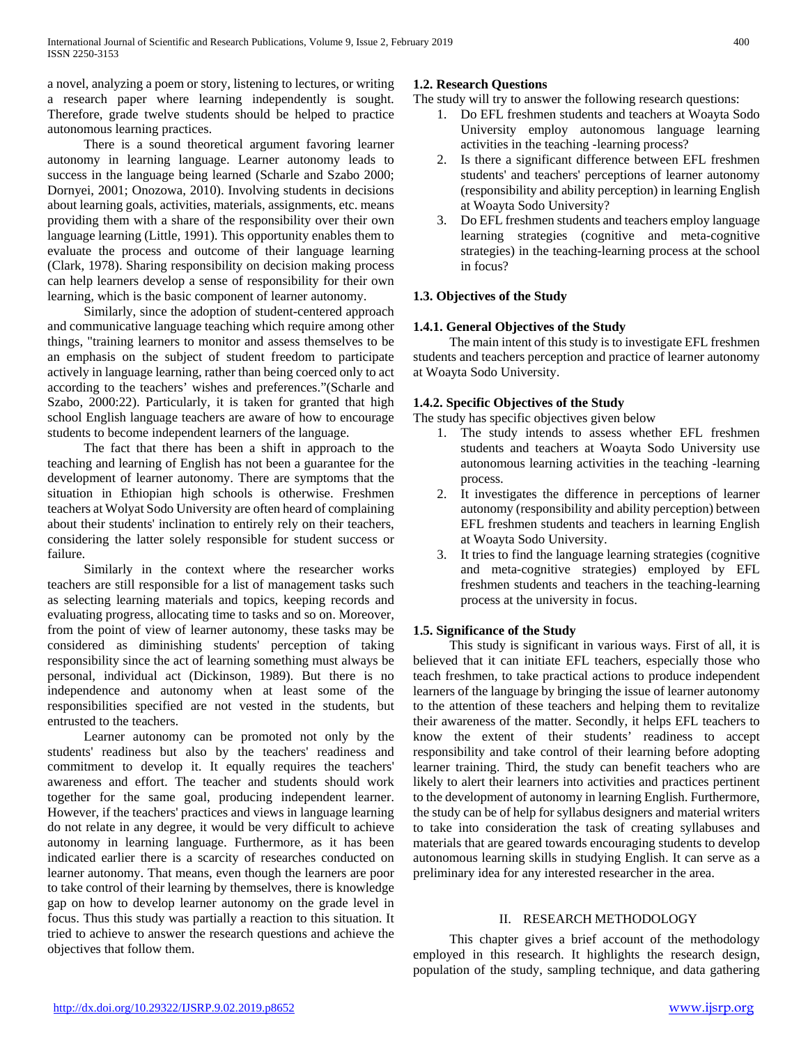a novel, analyzing a poem or story, listening to lectures, or writing a research paper where learning independently is sought. Therefore, grade twelve students should be helped to practice autonomous learning practices.

There is a sound theoretical argument favoring learner autonomy in learning language. Learner autonomy leads to success in the language being learned (Scharle and Szabo 2000; Dornyei, 2001; Onozowa, 2010). Involving students in decisions about learning goals, activities, materials, assignments, etc. means providing them with a share of the responsibility over their own language learning (Little, 1991). This opportunity enables them to evaluate the process and outcome of their language learning (Clark, 1978). Sharing responsibility on decision making process can help learners develop a sense of responsibility for their own learning, which is the basic component of learner autonomy.

Similarly, since the adoption of student-centered approach and communicative language teaching which require among other things, "training learners to monitor and assess themselves to be an emphasis on the subject of student freedom to participate actively in language learning, rather than being coerced only to act according to the teachers' wishes and preferences."(Scharle and Szabo, 2000:22). Particularly, it is taken for granted that high school English language teachers are aware of how to encourage students to become independent learners of the language.

The fact that there has been a shift in approach to the teaching and learning of English has not been a guarantee for the development of learner autonomy. There are symptoms that the situation in Ethiopian high schools is otherwise. Freshmen teachers at Wolyat Sodo University are often heard of complaining about their students' inclination to entirely rely on their teachers, considering the latter solely responsible for student success or failure.

Similarly in the context where the researcher works teachers are still responsible for a list of management tasks such as selecting learning materials and topics, keeping records and evaluating progress, allocating time to tasks and so on. Moreover, from the point of view of learner autonomy, these tasks may be considered as diminishing students' perception of taking responsibility since the act of learning something must always be personal, individual act (Dickinson, 1989). But there is no independence and autonomy when at least some of the responsibilities specified are not vested in the students, but entrusted to the teachers.

Learner autonomy can be promoted not only by the students' readiness but also by the teachers' readiness and commitment to develop it. It equally requires the teachers' awareness and effort. The teacher and students should work together for the same goal, producing independent learner. However, if the teachers' practices and views in language learning do not relate in any degree, it would be very difficult to achieve autonomy in learning language. Furthermore, as it has been indicated earlier there is a scarcity of researches conducted on learner autonomy. That means, even though the learners are poor to take control of their learning by themselves, there is knowledge gap on how to develop learner autonomy on the grade level in focus. Thus this study was partially a reaction to this situation. It tried to achieve to answer the research questions and achieve the objectives that follow them.

### 1.2. Research Questions

The study will try to answer the following research questions:

1. Do EFL freshmen students and teachers at Woayta Sodo University employ autonomous language learning activities in the teaching -learning process?
2. Is there a significant difference between EFL freshmen students' and teachers' perceptions of learner autonomy (responsibility and ability perception) in learning English at Woayta Sodo University?
3. Do EFL freshmen students and teachers employ language learning strategies (cognitive and meta-cognitive strategies) in the teaching-learning process at the school in focus?

### 1.3. Objectives of the Study

#### 1.4.1. General Objectives of the Study

The main intent of this study is to investigate EFL freshmen students and teachers perception and practice of learner autonomy at Woayta Sodo University.

#### 1.4.2. Specific Objectives of the Study

The study has specific objectives given below

1. The study intends to assess whether EFL freshmen students and teachers at Woayta Sodo University use autonomous learning activities in the teaching -learning process.
2. It investigates the difference in perceptions of learner autonomy (responsibility and ability perception) between EFL freshmen students and teachers in learning English at Woayta Sodo University.
3. It tries to find the language learning strategies (cognitive and meta-cognitive strategies) employed by EFL freshmen students and teachers in the teaching-learning process at the university in focus.

### 1.5. Significance of the Study

This study is significant in various ways. First of all, it is believed that it can initiate EFL teachers, especially those who teach freshmen, to take practical actions to produce independent learners of the language by bringing the issue of learner autonomy to the attention of these teachers and helping them to revitalize their awareness of the matter. Secondly, it helps EFL teachers to know the extent of their students' readiness to accept responsibility and take control of their learning before adopting learner training. Third, the study can benefit teachers who are likely to alert their learners into activities and practices pertinent to the development of autonomy in learning English. Furthermore, the study can be of help for syllabus designers and material writers to take into consideration the task of creating syllabuses and materials that are geared towards encouraging students to develop autonomous learning skills in studying English. It can serve as a preliminary idea for any interested researcher in the area.

## II. RESEARCH METHODOLOGY

This chapter gives a brief account of the methodology employed in this research. It highlights the research design, population of the study, sampling technique, and data gathering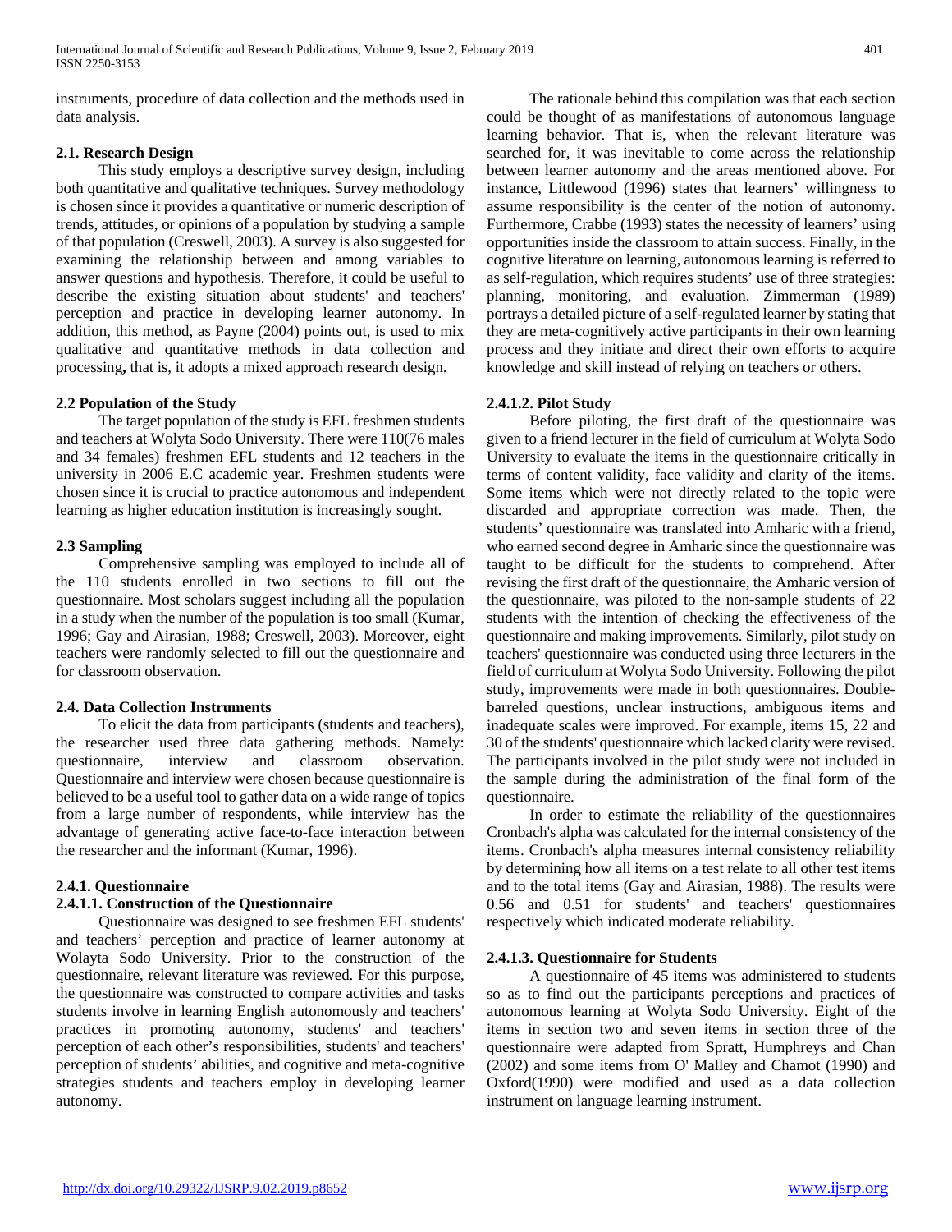instruments, procedure of data collection and the methods used in data analysis.

### 2.1. Research Design

This study employs a descriptive survey design, including both quantitative and qualitative techniques. Survey methodology is chosen since it provides a quantitative or numeric description of trends, attitudes, or opinions of a population by studying a sample of that population (Creswell, 2003). A survey is also suggested for examining the relationship between and among variables to answer questions and hypothesis. Therefore, it could be useful to describe the existing situation about students' and teachers' perception and practice in developing learner autonomy. In addition, this method, as Payne (2004) points out, is used to mix qualitative and quantitative methods in data collection and processing**,** that is, it adopts a mixed approach research design.

### 2.2 Population of the Study

The target population of the study is EFL freshmen students and teachers at Wolyta Sodo University. There were 110(76 males and 34 females) freshmen EFL students and 12 teachers in the university in 2006 E.C academic year. Freshmen students were chosen since it is crucial to practice autonomous and independent learning as higher education institution is increasingly sought.

### 2.3 Sampling

Comprehensive sampling was employed to include all of the 110 students enrolled in two sections to fill out the questionnaire. Most scholars suggest including all the population in a study when the number of the population is too small (Kumar, 1996; Gay and Airasian, 1988; Creswell, 2003). Moreover, eight teachers were randomly selected to fill out the questionnaire and for classroom observation.

### 2.4. Data Collection Instruments

To elicit the data from participants (students and teachers), the researcher used three data gathering methods. Namely: questionnaire, interview and classroom observation. Questionnaire and interview were chosen because questionnaire is believed to be a useful tool to gather data on a wide range of topics from a large number of respondents, while interview has the advantage of generating active face-to-face interaction between the researcher and the informant (Kumar, 1996).

### 2.4.1. Questionnaire

#### 2.4.1.1. Construction of the Questionnaire

Questionnaire was designed to see freshmen EFL students' and teachers' perception and practice of learner autonomy at Wolayta Sodo University. Prior to the construction of the questionnaire, relevant literature was reviewed. For this purpose, the questionnaire was constructed to compare activities and tasks students involve in learning English autonomously and teachers' practices in promoting autonomy, students' and teachers' perception of each other's responsibilities, students' and teachers' perception of students' abilities, and cognitive and meta-cognitive strategies students and teachers employ in developing learner autonomy.

The rationale behind this compilation was that each section could be thought of as manifestations of autonomous language learning behavior. That is, when the relevant literature was searched for, it was inevitable to come across the relationship between learner autonomy and the areas mentioned above. For instance, Littlewood (1996) states that learners' willingness to assume responsibility is the center of the notion of autonomy. Furthermore, Crabbe (1993) states the necessity of learners' using opportunities inside the classroom to attain success. Finally, in the cognitive literature on learning, autonomous learning is referred to as self-regulation, which requires students' use of three strategies: planning, monitoring, and evaluation. Zimmerman (1989) portrays a detailed picture of a self-regulated learner by stating that they are meta-cognitively active participants in their own learning process and they initiate and direct their own efforts to acquire knowledge and skill instead of relying on teachers or others.

#### 2.4.1.2. Pilot Study

Before piloting, the first draft of the questionnaire was given to a friend lecturer in the field of curriculum at Wolyta Sodo University to evaluate the items in the questionnaire critically in terms of content validity, face validity and clarity of the items. Some items which were not directly related to the topic were discarded and appropriate correction was made. Then, the students' questionnaire was translated into Amharic with a friend, who earned second degree in Amharic since the questionnaire was taught to be difficult for the students to comprehend. After revising the first draft of the questionnaire, the Amharic version of the questionnaire, was piloted to the non-sample students of 22 students with the intention of checking the effectiveness of the questionnaire and making improvements. Similarly, pilot study on teachers' questionnaire was conducted using three lecturers in the field of curriculum at Wolyta Sodo University. Following the pilot study, improvements were made in both questionnaires. Double-barreled questions, unclear instructions, ambiguous items and inadequate scales were improved. For example, items 15, 22 and 30 of the students' questionnaire which lacked clarity were revised. The participants involved in the pilot study were not included in the sample during the administration of the final form of the questionnaire.

In order to estimate the reliability of the questionnaires Cronbach's alpha was calculated for the internal consistency of the items. Cronbach's alpha measures internal consistency reliability by determining how all items on a test relate to all other test items and to the total items (Gay and Airasian, 1988). The results were 0.56 and 0.51 for students' and teachers' questionnaires respectively which indicated moderate reliability.

#### 2.4.1.3. Questionnaire for Students

A questionnaire of 45 items was administered to students so as to find out the participants perceptions and practices of autonomous learning at Wolayta Sodo University. Eight of the items in section two and seven items in section three of the questionnaire were adapted from Spratt, Humphreys and Chan (2002) and some items from O' Malley and Chamot (1990) and Oxford(1990) were modified and used as a data collection instrument on language learning instrument.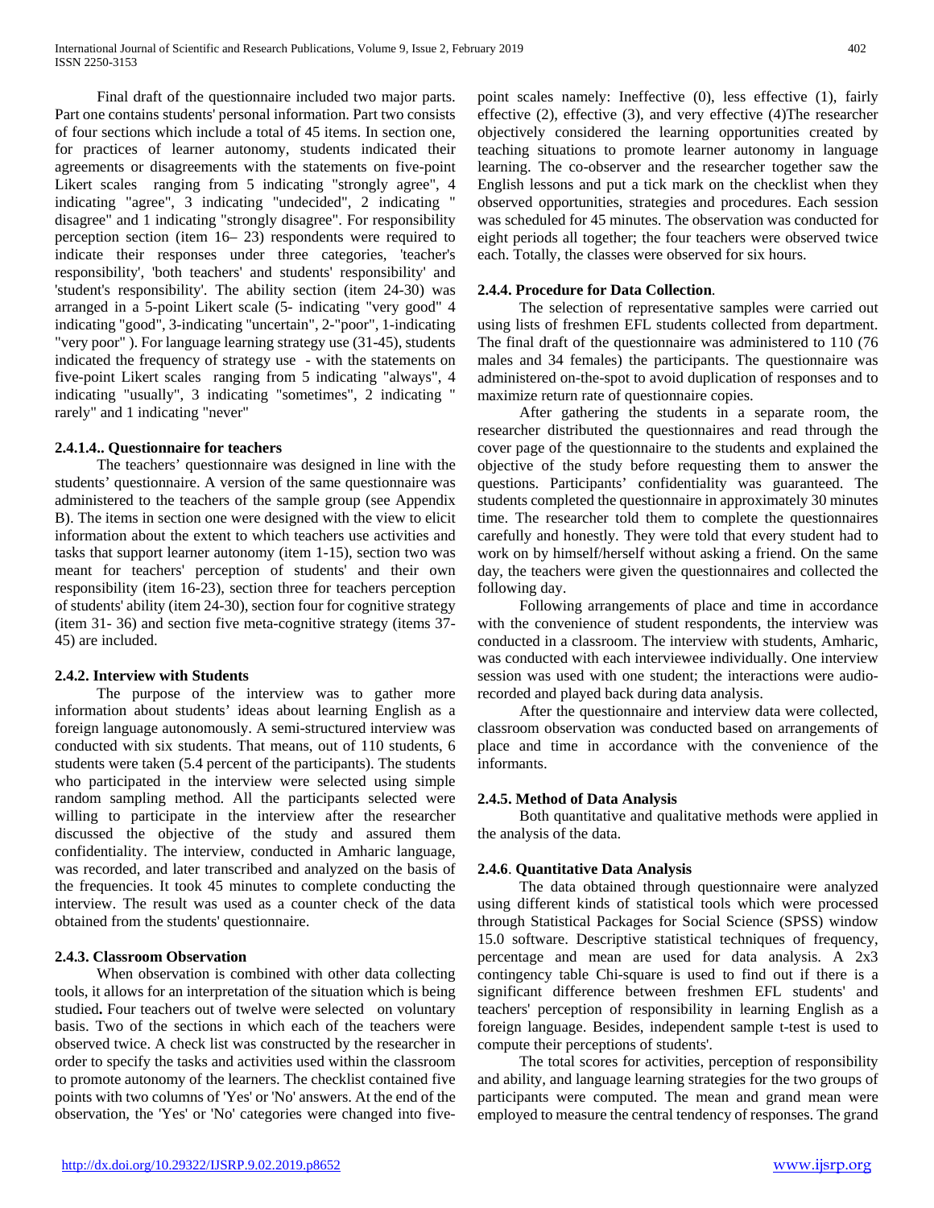Final draft of the questionnaire included two major parts. Part one contains students' personal information. Part two consists of four sections which include a total of 45 items. In section one, for practices of learner autonomy, students indicated their agreements or disagreements with the statements on five-point Likert scales ranging from 5 indicating "strongly agree", 4 indicating "agree", 3 indicating "undecided", 2 indicating " disagree" and 1 indicating "strongly disagree". For responsibility perception section (item 16– 23) respondents were required to indicate their responses under three categories, 'teacher's responsibility', 'both teachers' and students' responsibility' and 'student's responsibility'. The ability section (item 24-30) was arranged in a 5-point Likert scale (5- indicating "very good" 4 indicating "good", 3-indicating "uncertain", 2-"poor", 1-indicating "very poor" ). For language learning strategy use (31-45), students indicated the frequency of strategy use - with the statements on five-point Likert scales ranging from 5 indicating "always", 4 indicating "usually", 3 indicating "sometimes", 2 indicating " rarely" and 1 indicating "never"

#### 2.4.1.4.. Questionnaire for teachers

The teachers' questionnaire was designed in line with the students' questionnaire. A version of the same questionnaire was administered to the teachers of the sample group (see Appendix B). The items in section one were designed with the view to elicit information about the extent to which teachers use activities and tasks that support learner autonomy (item 1-15), section two was meant for teachers' perception of students' and their own responsibility (item 16-23), section three for teachers perception of students' ability (item 24-30), section four for cognitive strategy (item 31- 36) and section five meta-cognitive strategy (items 37-45) are included.

### 2.4.2. Interview with Students

The purpose of the interview was to gather more information about students' ideas about learning English as a foreign language autonomously. A semi-structured interview was conducted with six students. That means, out of 110 students, 6 students were taken (5.4 percent of the participants). The students who participated in the interview were selected using simple random sampling method. All the participants selected were willing to participate in the interview after the researcher discussed the objective of the study and assured them confidentiality. The interview, conducted in Amharic language, was recorded, and later transcribed and analyzed on the basis of the frequencies. It took 45 minutes to complete conducting the interview. The result was used as a counter check of the data obtained from the students' questionnaire.

### 2.4.3. Classroom Observation

When observation is combined with other data collecting tools, it allows for an interpretation of the situation which is being studied**.** Four teachers out of twelve were selected on voluntary basis. Two of the sections in which each of the teachers were observed twice. A check list was constructed by the researcher in order to specify the tasks and activities used within the classroom to promote autonomy of the learners. The checklist contained five points with two columns of 'Yes' or 'No' answers. At the end of the observation, the 'Yes' or 'No' categories were changed into five-point scales namely: Ineffective (0), less effective (1), fairly effective (2), effective (3), and very effective (4)The researcher objectively considered the learning opportunities created by teaching situations to promote learner autonomy in language learning. The co-observer and the researcher together saw the English lessons and put a tick mark on the checklist when they observed opportunities, strategies and procedures. Each session was scheduled for 45 minutes. The observation was conducted for eight periods all together; the four teachers were observed twice each. Totally, the classes were observed for six hours.

### 2.4.4. Procedure for Data Collection.

The selection of representative samples were carried out using lists of freshmen EFL students collected from department. The final draft of the questionnaire was administered to 110 (76 males and 34 females) the participants. The questionnaire was administered on-the-spot to avoid duplication of responses and to maximize return rate of questionnaire copies.

After gathering the students in a separate room, the researcher distributed the questionnaires and read through the cover page of the questionnaire to the students and explained the objective of the study before requesting them to answer the questions. Participants' confidentiality was guaranteed. The students completed the questionnaire in approximately 30 minutes time. The researcher told them to complete the questionnaires carefully and honestly. They were told that every student had to work on by himself/herself without asking a friend. On the same day, the teachers were given the questionnaires and collected the following day.

Following arrangements of place and time in accordance with the convenience of student respondents, the interview was conducted in a classroom. The interview with students, Amharic, was conducted with each interviewee individually. One interview session was used with one student; the interactions were audio-recorded and played back during data analysis.

After the questionnaire and interview data were collected, classroom observation was conducted based on arrangements of place and time in accordance with the convenience of the informants.

### 2.4.5. Method of Data Analysis

Both quantitative and qualitative methods were applied in the analysis of the data.

### 2.4.6. Quantitative Data Analysis

The data obtained through questionnaire were analyzed using different kinds of statistical tools which were processed through Statistical Packages for Social Science (SPSS) window 15.0 software. Descriptive statistical techniques of frequency, percentage and mean are used for data analysis. A 2x3 contingency table Chi-square is used to find out if there is a significant difference between freshmen EFL students' and teachers' perception of responsibility in learning English as a foreign language. Besides, independent sample t-test is used to compute their perceptions of students'.

The total scores for activities, perception of responsibility and ability, and language learning strategies for the two groups of participants were computed. The mean and grand mean were employed to measure the central tendency of responses. The grand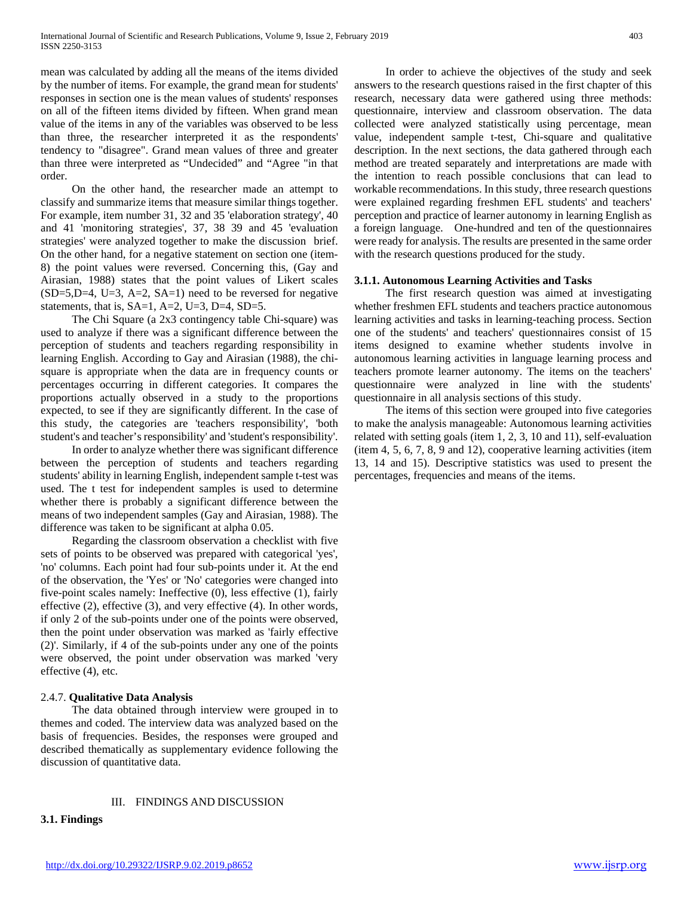mean was calculated by adding all the means of the items divided by the number of items. For example, the grand mean for students' responses in section one is the mean values of students' responses on all of the fifteen items divided by fifteen. When grand mean value of the items in any of the variables was observed to be less than three, the researcher interpreted it as the respondents' tendency to "disagree". Grand mean values of three and greater than three were interpreted as "Undecided" and "Agree "in that order.

On the other hand, the researcher made an attempt to classify and summarize items that measure similar things together. For example, item number 31, 32 and 35 'elaboration strategy', 40 and 41 'monitoring strategies', 37, 38 39 and 45 'evaluation strategies' were analyzed together to make the discussion brief. On the other hand, for a negative statement on section one (item-8) the point values were reversed. Concerning this, (Gay and Airasian, 1988) states that the point values of Likert scales (SD=5,D=4, U=3, A=2, SA=1) need to be reversed for negative statements, that is, SA=1, A=2, U=3, D=4, SD=5.

The Chi Square (a 2x3 contingency table Chi-square) was used to analyze if there was a significant difference between the perception of students and teachers regarding responsibility in learning English. According to Gay and Airasian (1988), the chi-square is appropriate when the data are in frequency counts or percentages occurring in different categories. It compares the proportions actually observed in a study to the proportions expected, to see if they are significantly different. In the case of this study, the categories are 'teachers responsibility', 'both student's and teacher's responsibility' and 'student's responsibility'.

In order to analyze whether there was significant difference between the perception of students and teachers regarding students' ability in learning English, independent sample t-test was used. The t test for independent samples is used to determine whether there is probably a significant difference between the means of two independent samples (Gay and Airasian, 1988). The difference was taken to be significant at alpha 0.05.

Regarding the classroom observation a checklist with five sets of points to be observed was prepared with categorical 'yes', 'no' columns. Each point had four sub-points under it. At the end of the observation, the 'Yes' or 'No' categories were changed into five-point scales namely: Ineffective (0), less effective (1), fairly effective (2), effective (3), and very effective (4). In other words, if only 2 of the sub-points under one of the points were observed, then the point under observation was marked as 'fairly effective (2)'. Similarly, if 4 of the sub-points under any one of the points were observed, the point under observation was marked 'very effective (4), etc.

### 2.4.7. **Qualitative Data Analysis**

The data obtained through interview were grouped in to themes and coded. The interview data was analyzed based on the basis of frequencies. Besides, the responses were grouped and described thematically as supplementary evidence following the discussion of quantitative data.

## III. FINDINGS AND DISCUSSION

### 3.1. Findings

In order to achieve the objectives of the study and seek answers to the research questions raised in the first chapter of this research, necessary data were gathered using three methods: questionnaire, interview and classroom observation. The data collected were analyzed statistically using percentage, mean value, independent sample t-test, Chi-square and qualitative description. In the next sections, the data gathered through each method are treated separately and interpretations are made with the intention to reach possible conclusions that can lead to workable recommendations. In this study, three research questions were explained regarding freshmen EFL students' and teachers' perception and practice of learner autonomy in learning English as a foreign language. One-hundred and ten of the questionnaires were ready for analysis. The results are presented in the same order with the research questions produced for the study.

### 3.1.1. Autonomous Learning Activities and Tasks

The first research question was aimed at investigating whether freshmen EFL students and teachers practice autonomous learning activities and tasks in learning-teaching process. Section one of the students' and teachers' questionnaires consist of 15 items designed to examine whether students involve in autonomous learning activities in language learning process and teachers promote learner autonomy. The items on the teachers' questionnaire were analyzed in line with the students' questionnaire in all analysis sections of this study.

The items of this section were grouped into five categories to make the analysis manageable: Autonomous learning activities related with setting goals (item 1, 2, 3, 10 and 11), self-evaluation (item 4, 5, 6, 7, 8, 9 and 12), cooperative learning activities (item 13, 14 and 15). Descriptive statistics was used to present the percentages, frequencies and means of the items.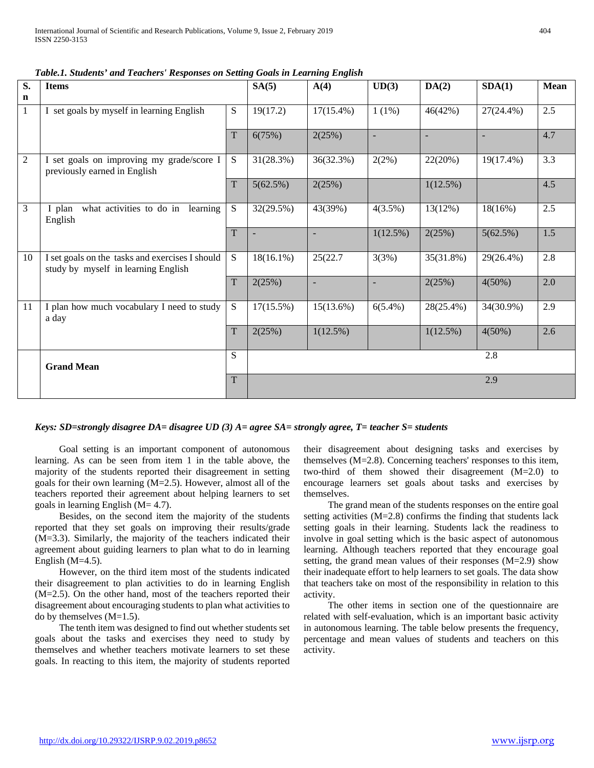***Table.1. Students' and Teachers' Responses on Setting Goals in Learning English***

| S. n | Items | | SA(5) | A(4) | UD(3) | DA(2) | SDA(1) | Mean |
|---|---|---|---|---|---|---|---|---|
| 1 | I set goals by myself in learning English | S | 19(17.2) | 17(15.4%) | 1 (1%) | 46(42%) | 27(24.4%) | 2.5 |
| | | T | 6(75%) | 2(25%) | - | - | - | 4.7 |
| 2 | I set goals on improving my grade/score I previously earned in English | S | 31(28.3%) | 36(32.3%) | 2(2%) | 22(20%) | 19(17.4%) | 3.3 |
| | | T | 5(62.5%) | 2(25%) | | 1(12.5%) | | 4.5 |
| 3 | I plan what activities to do in learning English | S | 32(29.5%) | 43(39%) | 4(3.5%) | 13(12%) | 18(16%) | 2.5 |
| | | T | - | - | 1(12.5%) | 2(25%) | 5(62.5%) | 1.5 |
| 10 | I set goals on the tasks and exercises I should study by myself in learning English | S | 18(16.1%) | 25(22.7 | 3(3%) | 35(31.8%) | 29(26.4%) | 2.8 |
| | | T | 2(25%) | - | - | 2(25%) | 4(50%) | 2.0 |
| 11 | I plan how much vocabulary I need to study a day | S | 17(15.5%) | 15(13.6%) | 6(5.4%) | 28(25.4%) | 34(30.9%) | 2.9 |
| | | T | 2(25%) | 1(12.5%) | | 1(12.5%) | 4(50%) | 2.6 |
| | **Grand Mean** | S | 2.8 | | | | | |
| | | T | 2.9 | | | | | |

***Keys: SD=strongly disagree DA= disagree UD (3) A= agree SA= strongly agree, T= teacher S= students***

Goal setting is an important component of autonomous learning. As can be seen from item 1 in the table above, the majority of the students reported their disagreement in setting goals for their own learning (M=2.5). However, almost all of the teachers reported their agreement about helping learners to set goals in learning English (M= 4.7).

Besides, on the second item the majority of the students reported that they set goals on improving their results/grade (M=3.3). Similarly, the majority of the teachers indicated their agreement about guiding learners to plan what to do in learning English (M=4.5).

However, on the third item most of the students indicated their disagreement to plan activities to do in learning English (M=2.5). On the other hand, most of the teachers reported their disagreement about encouraging students to plan what activities to do by themselves (M=1.5).

The tenth item was designed to find out whether students set goals about the tasks and exercises they need to study by themselves and whether teachers motivate learners to set these goals. In reacting to this item, the majority of students reported their disagreement about designing tasks and exercises by themselves (M=2.8). Concerning teachers' responses to this item, two-third of them showed their disagreement (M=2.0) to encourage learners set goals about tasks and exercises by themselves.

The grand mean of the students responses on the entire goal setting activities (M=2.8) confirms the finding that students lack setting goals in their learning. Students lack the readiness to involve in goal setting which is the basic aspect of autonomous learning. Although teachers reported that they encourage goal setting, the grand mean values of their responses (M=2.9) show their inadequate effort to help learners to set goals. The data show that teachers take on most of the responsibility in relation to this activity.

The other items in section one of the questionnaire are related with self-evaluation, which is an important basic activity in autonomous learning. The table below presents the frequency, percentage and mean values of students and teachers on this activity.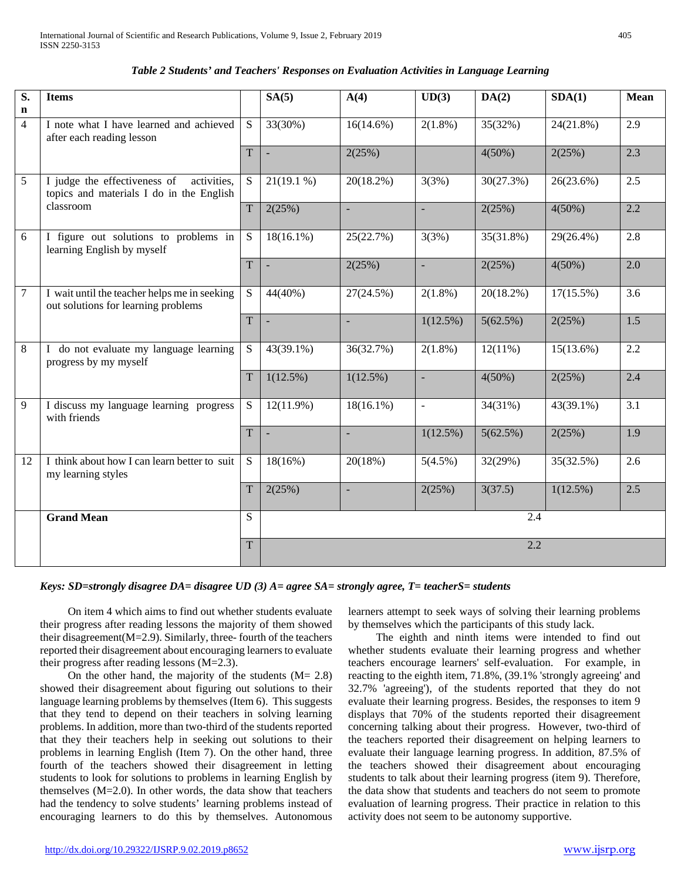*Table 2 Students' and Teachers' Responses on Evaluation Activities in Language Learning*

| S. n | Items | | SA(5) | A(4) | UD(3) | DA(2) | SDA(1) | Mean |
|---|---|---|---|---|---|---|---|---|
| 4 | I note what I have learned and achieved after each reading lesson | S | 33(30%) | 16(14.6%) | 2(1.8%) | 35(32%) | 24(21.8%) | 2.9 |
| | | T | - | 2(25%) | | 4(50%) | 2(25%) | 2.3 |
| 5 | I judge the effectiveness of activities, topics and materials I do in the English classroom | S | 21(19.1 %) | 20(18.2%) | 3(3%) | 30(27.3%) | 26(23.6%) | 2.5 |
| | | T | 2(25%) | - | - | 2(25%) | 4(50%) | 2.2 |
| 6 | I figure out solutions to problems in learning English by myself | S | 18(16.1%) | 25(22.7%) | 3(3%) | 35(31.8%) | 29(26.4%) | 2.8 |
| | | T | - | 2(25%) | - | 2(25%) | 4(50%) | 2.0 |
| 7 | I wait until the teacher helps me in seeking out solutions for learning problems | S | 44(40%) | 27(24.5%) | 2(1.8%) | 20(18.2%) | 17(15.5%) | 3.6 |
| | | T | - | - | 1(12.5%) | 5(62.5%) | 2(25%) | 1.5 |
| 8 | I do not evaluate my language learning progress by my myself | S | 43(39.1%) | 36(32.7%) | 2(1.8%) | 12(11%) | 15(13.6%) | 2.2 |
| | | T | 1(12.5%) | 1(12.5%) | - | 4(50%) | 2(25%) | 2.4 |
| 9 | I discuss my language learning progress with friends | S | 12(11.9%) | 18(16.1%) | - | 34(31%) | 43(39.1%) | 3.1 |
| | | T | - | - | 1(12.5%) | 5(62.5%) | 2(25%) | 1.9 |
| 12 | I think about how I can learn better to suit my learning styles | S | 18(16%) | 20(18%) | 5(4.5%) | 32(29%) | 35(32.5%) | 2.6 |
| | | T | 2(25%) | - | 2(25%) | 3(37.5) | 1(12.5%) | 2.5 |
| | **Grand Mean** | S | 2.4 | | | | | |
| | | T | 2.2 | | | | | |

***Keys: SD=strongly disagree DA= disagree UD (3) A= agree SA= strongly agree, T= teacherS= students***

On item 4 which aims to find out whether students evaluate their progress after reading lessons the majority of them showed their disagreement(M=2.9). Similarly, three- fourth of the teachers reported their disagreement about encouraging learners to evaluate their progress after reading lessons (M=2.3).

On the other hand, the majority of the students (M= 2.8) showed their disagreement about figuring out solutions to their language learning problems by themselves (Item 6). This suggests that they tend to depend on their teachers in solving learning problems. In addition, more than two-third of the students reported that they their teachers help in seeking out solutions to their problems in learning English (Item 7). On the other hand, three fourth of the teachers showed their disagreement in letting students to look for solutions to problems in learning English by themselves (M=2.0). In other words, the data show that teachers had the tendency to solve students' learning problems instead of encouraging learners to do this by themselves. Autonomous learners attempt to seek ways of solving their learning problems by themselves which the participants of this study lack.

The eighth and ninth items were intended to find out whether students evaluate their learning progress and whether teachers encourage learners' self-evaluation. For example, in reacting to the eighth item, 71.8%, (39.1% 'strongly agreeing' and 32.7% 'agreeing'), of the students reported that they do not evaluate their learning progress. Besides, the responses to item 9 displays that 70% of the students reported their disagreement concerning talking about their progress. However, two-third of the teachers reported their disagreement on helping learners to evaluate their language learning progress. In addition, 87.5% of the teachers showed their disagreement about encouraging students to talk about their learning progress (item 9). Therefore, the data show that students and teachers do not seem to promote evaluation of learning progress. Their practice in relation to this activity does not seem to be autonomy supportive.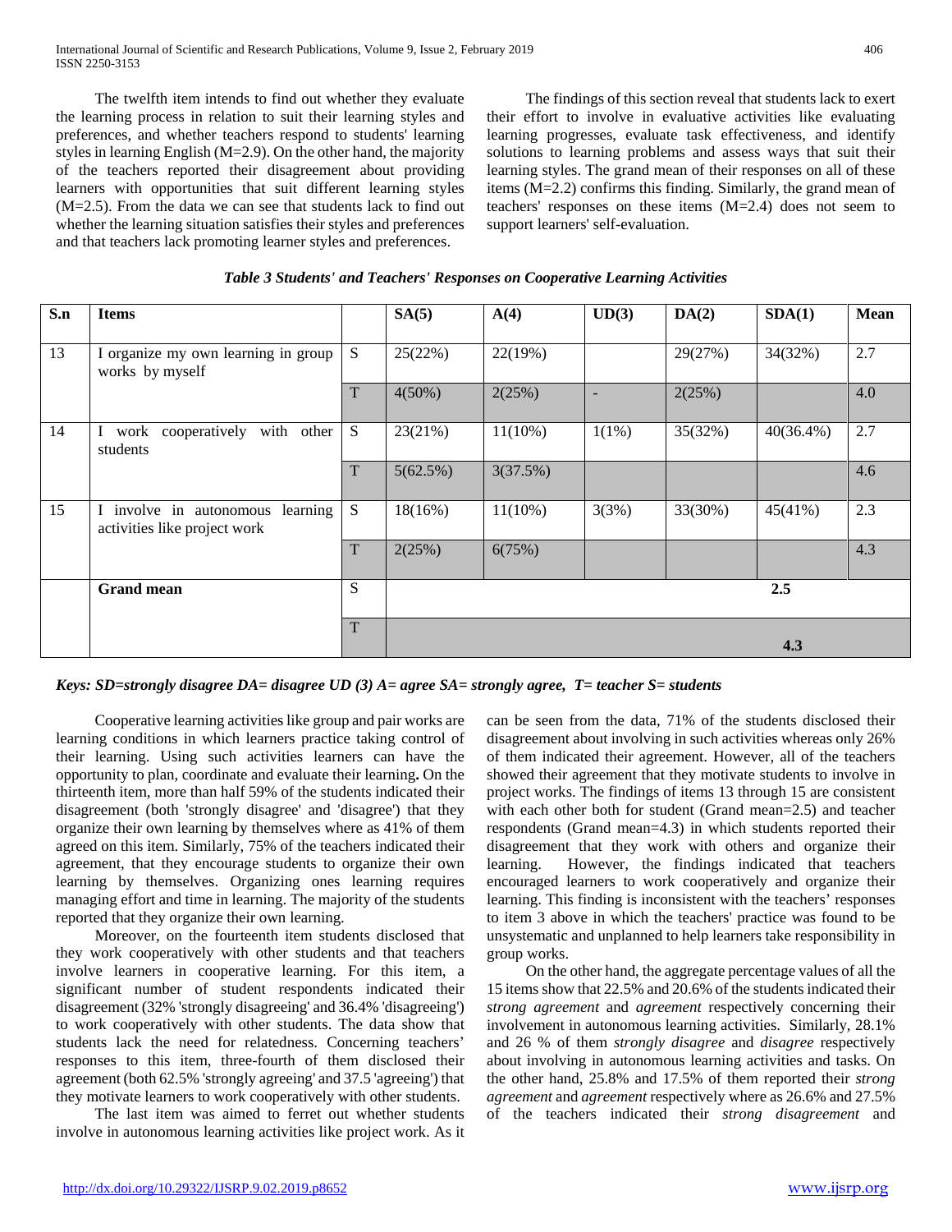The twelfth item intends to find out whether they evaluate the learning process in relation to suit their learning styles and preferences, and whether teachers respond to students' learning styles in learning English (M=2.9). On the other hand, the majority of the teachers reported their disagreement about providing learners with opportunities that suit different learning styles (M=2.5). From the data we can see that students lack to find out whether the learning situation satisfies their styles and preferences and that teachers lack promoting learner styles and preferences.

The findings of this section reveal that students lack to exert their effort to involve in evaluative activities like evaluating learning progresses, evaluate task effectiveness, and identify solutions to learning problems and assess ways that suit their learning styles. The grand mean of their responses on all of these items (M=2.2) confirms this finding. Similarly, the grand mean of teachers' responses on these items (M=2.4) does not seem to support learners' self-evaluation.

***Table 3 Students' and Teachers' Responses on Cooperative Learning Activities***

| S.n | Items | | SA(5) | A(4) | UD(3) | DA(2) | SDA(1) | Mean |
|---|---|---|---|---|---|---|---|---|
| 13 | I organize my own learning in group works by myself | S | 25(22%) | 22(19%) | | 29(27%) | 34(32%) | 2.7 |
| | | T | 4(50%) | 2(25%) | - | 2(25%) | | 4.0 |
| 14 | I work cooperatively with other students | S | 23(21%) | 11(10%) | 1(1%) | 35(32%) | 40(36.4%) | 2.7 |
| | | T | 5(62.5%) | 3(37.5%) | | | | 4.6 |
| 15 | I involve in autonomous learning activities like project work | S | 18(16%) | 11(10%) | 3(3%) | 33(30%) | 45(41%) | 2.3 |
| | | T | 2(25%) | 6(75%) | | | | 4.3 |
| | **Grand mean** | S | 2.5 | | | | | |
| | | T | 4.3 | | | | | |

***Keys: SD=strongly disagree DA= disagree UD (3) A= agree SA= strongly agree, T= teacher S= students***

Cooperative learning activities like group and pair works are learning conditions in which learners practice taking control of their learning. Using such activities learners can have the opportunity to plan, coordinate and evaluate their learning**.** On the thirteenth item, more than half 59% of the students indicated their disagreement (both 'strongly disagree' and 'disagree') that they organize their own learning by themselves where as 41% of them agreed on this item. Similarly, 75% of the teachers indicated their agreement, that they encourage students to organize their own learning by themselves. Organizing ones learning requires managing effort and time in learning. The majority of the students reported that they organize their own learning.

Moreover, on the fourteenth item students disclosed that they work cooperatively with other students and that teachers involve learners in cooperative learning. For this item, a significant number of student respondents indicated their disagreement (32% 'strongly disagreeing' and 36.4% 'disagreeing') to work cooperatively with other students. The data show that students lack the need for relatedness. Concerning teachers' responses to this item, three-fourth of them disclosed their agreement (both 62.5% 'strongly agreeing' and 37.5 'agreeing') that they motivate learners to work cooperatively with other students.

The last item was aimed to ferret out whether students involve in autonomous learning activities like project work. As it can be seen from the data, 71% of the students disclosed their disagreement about involving in such activities whereas only 26% of them indicated their agreement. However, all of the teachers showed their agreement that they motivate students to involve in project works. The findings of items 13 through 15 are consistent with each other both for student (Grand mean=2.5) and teacher respondents (Grand mean=4.3) in which students reported their disagreement that they work with others and organize their learning. However, the findings indicated that teachers encouraged learners to work cooperatively and organize their learning. This finding is inconsistent with the teachers' responses to item 3 above in which the teachers' practice was found to be unsystematic and unplanned to help learners take responsibility in group works.

On the other hand, the aggregate percentage values of all the 15 items show that 22.5% and 20.6% of the students indicated their *strong agreement* and *agreement* respectively concerning their involvement in autonomous learning activities. Similarly, 28.1% and 26 % of them *strongly disagree* and *disagree* respectively about involving in autonomous learning activities and tasks. On the other hand, 25.8% and 17.5% of them reported their *strong agreement* and *agreement* respectively where as 26.6% and 27.5% of the teachers indicated their *strong disagreement* and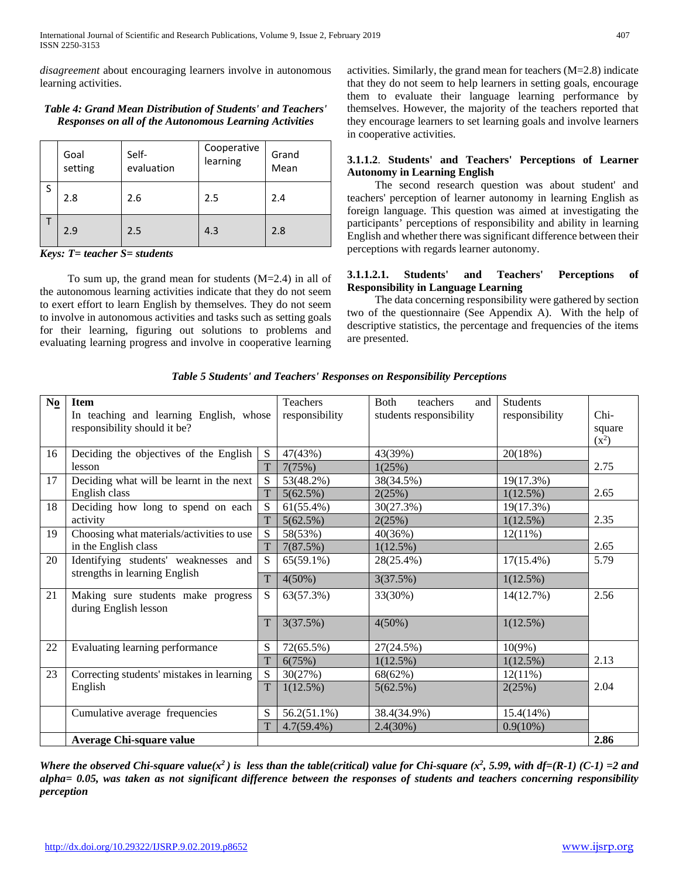*disagreement* about encouraging learners involve in autonomous learning activities.

***Table 4: Grand Mean Distribution of Students' and Teachers' Responses on all of the Autonomous Learning Activities***

| | Goal setting | Self-evaluation | Cooperative learning | Grand Mean |
|---|---|---|---|---|
| S | 2.8 | 2.6 | 2.5 | 2.4 |
| T | 2.9 | 2.5 | 4.3 | 2.8 |

***Keys: T= teacher S= students***

To sum up, the grand mean for students (M=2.4) in all of the autonomous learning activities indicate that they do not seem to exert effort to learn English by themselves. They do not seem to involve in autonomous activities and tasks such as setting goals for their learning, figuring out solutions to problems and evaluating learning progress and involve in cooperative learning activities. Similarly, the grand mean for teachers (M=2.8) indicate that they do not seem to help learners in setting goals, encourage them to evaluate their language learning performance by themselves. However, the majority of the teachers reported that they encourage learners to set learning goals and involve learners in cooperative activities.

#### 3.1.1.2. Students' and Teachers' Perceptions of Learner Autonomy in Learning English

The second research question was about student' and teachers' perception of learner autonomy in learning English as foreign language. This question was aimed at investigating the participants' perceptions of responsibility and ability in learning English and whether there was significant difference between their perceptions with regards learner autonomy.

##### 3.1.1.2.1. Students' and Teachers' Perceptions of Responsibility in Language Learning

The data concerning responsibility were gathered by section two of the questionnaire (See Appendix A). With the help of descriptive statistics, the percentage and frequencies of the items are presented.

***Table 5 Students' and Teachers' Responses on Responsibility Perceptions***

| No | Item<br>In teaching and learning English, whose responsibility should it be? | | Teachers responsibility | Both teachers and students responsibility | Students responsibility | Chi-square ($x^2$) |
|---|---|---|---|---|---|---|
| 16 | Deciding the objectives of the English lesson | S | 47(43%) | 43(39%) | 20(18%) | 2.75 |
| | | T | 7(75%) | 1(25%) | | |
| 17 | Deciding what will be learnt in the next English class | S | 53(48.2%) | 38(34.5%) | 19(17.3%) | 2.65 |
| | | T | 5(62.5%) | 2(25%) | 1(12.5%) | |
| 18 | Deciding how long to spend on each activity | S | 61(55.4%) | 30(27.3%) | 19(17.3%) | 2.35 |
| | | T | 5(62.5%) | 2(25%) | 1(12.5%) | |
| 19 | Choosing what materials/activities to use in the English class | S | 58(53%) | 40(36%) | 12(11%) | 2.65 |
| | | T | 7(87.5%) | 1(12.5%) | | |
| 20 | Identifying students' weaknesses and strengths in learning English | S | 65(59.1%) | 28(25.4%) | 17(15.4%) | 5.79 |
| | | T | 4(50%) | 3(37.5%) | 1(12.5%) | |
| 21 | Making sure students make progress during English lesson | S | 63(57.3%) | 33(30%) | 14(12.7%) | 2.56 |
| | | T | 3(37.5%) | 4(50%) | 1(12.5%) | |
| 22 | Evaluating learning performance | S | 72(65.5%) | 27(24.5%) | 10(9%) | 2.13 |
| | | T | 6(75%) | 1(12.5%) | 1(12.5%) | |
| 23 | Correcting students' mistakes in learning English | S | 30(27%) | 68(62%) | 12(11%) | 2.04 |
| | | T | 1(12.5%) | 5(62.5%) | 2(25%) | |
| | Cumulative average frequencies | S | 56.2(51.1%) | 38.4(34.9%) | 15.4(14%) | |
| | | T | 4.7(59.4%) | 2.4(30%) | 0.9(10%) | |
| | **Average Chi-square value** | | | | | **2.86** |

***Where the observed Chi-square value($x^2$) is less than the table(critical) value for Chi-square ($x^2$, 5.99, with df=(R-1) (C-1) =2 and alpha= 0.05, was taken as not significant difference between the responses of students and teachers concerning responsibility perception***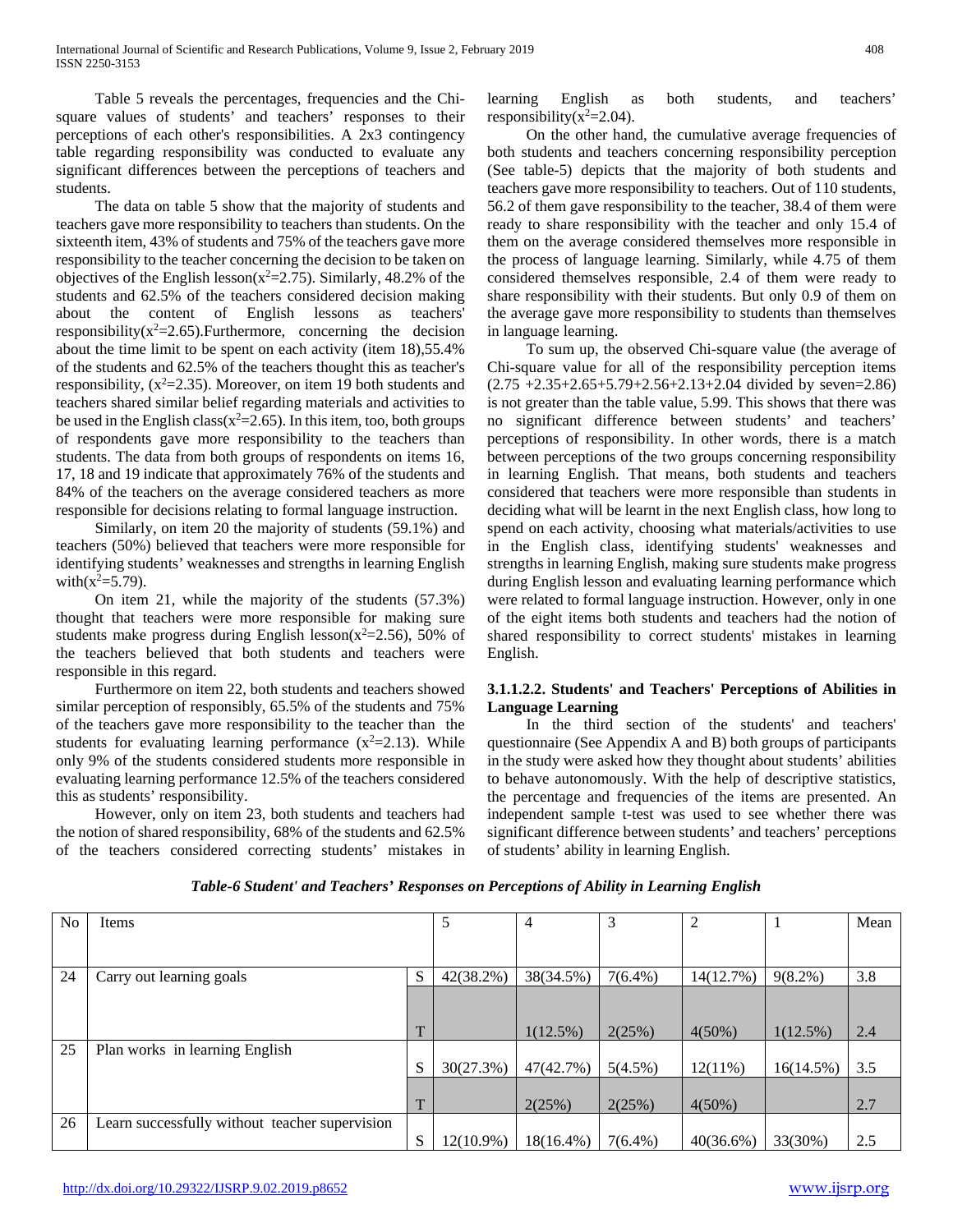Table 5 reveals the percentages, frequencies and the Chi-square values of students' and teachers' responses to their perceptions of each other's responsibilities. A 2x3 contingency table regarding responsibility was conducted to evaluate any significant differences between the perceptions of teachers and students.

The data on table 5 show that the majority of students and teachers gave more responsibility to teachers than students. On the sixteenth item, 43% of students and 75% of the teachers gave more responsibility to the teacher concerning the decision to be taken on objectives of the English lesson($x^2$=2.75). Similarly, 48.2% of the students and 62.5% of the teachers considered decision making about the content of English lessons as teachers' responsibility($x^2$=2.65).Furthermore, concerning the decision about the time limit to be spent on each activity (item 18),55.4% of the students and 62.5% of the teachers thought this as teacher's responsibility, ($x^2$=2.35). Moreover, on item 19 both students and teachers shared similar belief regarding materials and activities to be used in the English class($x^2$=2.65). In this item, too, both groups of respondents gave more responsibility to the teachers than students. The data from both groups of respondents on items 16, 17, 18 and 19 indicate that approximately 76% of the students and 84% of the teachers on the average considered teachers as more responsible for decisions relating to formal language instruction.

Similarly, on item 20 the majority of students (59.1%) and teachers (50%) believed that teachers were more responsible for identifying students' weaknesses and strengths in learning English with($x^2$=5.79).

On item 21, while the majority of the students (57.3%) thought that teachers were more responsible for making sure students make progress during English lesson($x^2$=2.56), 50% of the teachers believed that both students and teachers were responsible in this regard.

Furthermore on item 22, both students and teachers showed similar perception of responsibly, 65.5% of the students and 75% of the teachers gave more responsibility to the teacher than the students for evaluating learning performance ($x^2$=2.13). While only 9% of the students considered students more responsible in evaluating learning performance 12.5% of the teachers considered this as students' responsibility.

However, only on item 23, both students and teachers had the notion of shared responsibility, 68% of the students and 62.5% of the teachers considered correcting students' mistakes in learning English as both students, and teachers' responsibility($x^2$=2.04).

On the other hand, the cumulative average frequencies of both students and teachers concerning responsibility perception (See table-5) depicts that the majority of both students and teachers gave more responsibility to teachers. Out of 110 students, 56.2 of them gave responsibility to the teacher, 38.4 of them were ready to share responsibility with the teacher and only 15.4 of them on the average considered themselves more responsible in the process of language learning. Similarly, while 4.75 of them considered themselves responsible, 2.4 of them were ready to share responsibility with their students. But only 0.9 of them on the average gave more responsibility to students than themselves in language learning.

To sum up, the observed Chi-square value (the average of Chi-square value for all of the responsibility perception items (2.75 +2.35+2.65+5.79+2.56+2.13+2.04 divided by seven=2.86) is not greater than the table value, 5.99. This shows that there was no significant difference between students' and teachers' perceptions of responsibility. In other words, there is a match between perceptions of the two groups concerning responsibility in learning English. That means, both students and teachers considered that teachers were more responsible than students in deciding what will be learnt in the next English class, how long to spend on each activity, choosing what materials/activities to use in the English class, identifying students' weaknesses and strengths in learning English, making sure students make progress during English lesson and evaluating learning performance which were related to formal language instruction. However, only in one of the eight items both students and teachers had the notion of shared responsibility to correct students' mistakes in learning English.

#### 3.1.1.2.2. Students' and Teachers' Perceptions of Abilities in Language Learning

In the third section of the students' and teachers' questionnaire (See Appendix A and B) both groups of participants in the study were asked how they thought about students' abilities to behave autonomously. With the help of descriptive statistics, the percentage and frequencies of the items are presented. An independent sample t-test was used to see whether there was significant difference between students' and teachers' perceptions of students' ability in learning English.

*Table-6 Student' and Teachers' Responses on Perceptions of Ability in Learning English*

| No | Items | | 5 | 4 | 3 | 2 | 1 | Mean |
|---|---|---|---|---|---|---|---|---|
| 24 | Carry out learning goals | S | 42(38.2%) | 38(34.5%) | 7(6.4%) | 14(12.7%) | 9(8.2%) | 3.8 |
| | | T | | 1(12.5%) | 2(25%) | 4(50%) | 1(12.5%) | 2.4 |
| 25 | Plan works in learning English | S | 30(27.3%) | 47(42.7%) | 5(4.5%) | 12(11%) | 16(14.5%) | 3.5 |
| | | T | | 2(25%) | 2(25%) | 4(50%) | | 2.7 |
| 26 | Learn successfully without teacher supervision | S | 12(10.9%) | 18(16.4%) | 7(6.4%) | 40(36.6%) | 33(30%) | 2.5 |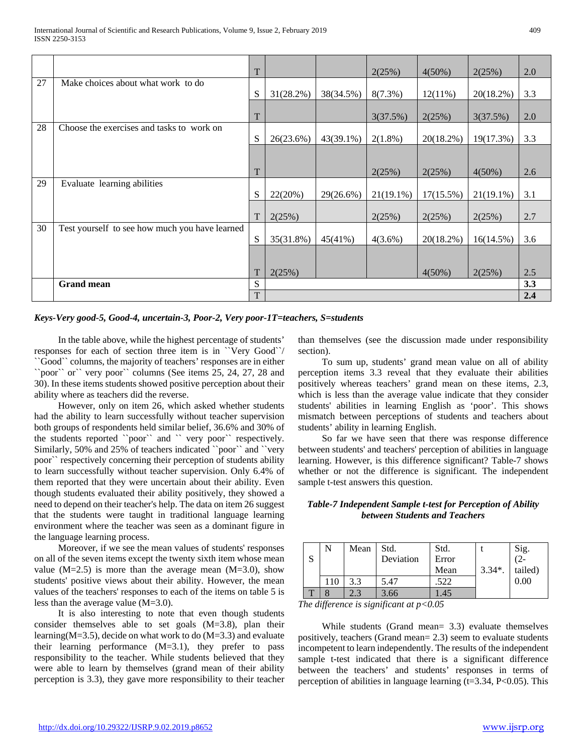| | | | | | | | | |
|---|---|---|---|---|---|---|---|---|
| | | T | | | 2(25%) | 4(50%) | 2(25%) | 2.0 |
| 27 | Make choices about what work to do | S | 31(28.2%) | 38(34.5%) | 8(7.3%) | 12(11%) | 20(18.2%) | 3.3 |
| | | T | | | 3(37.5%) | 2(25%) | 3(37.5%) | 2.0 |
| 28 | Choose the exercises and tasks to work on | S | 26(23.6%) | 43(39.1%) | 2(1.8%) | 20(18.2%) | 19(17.3%) | 3.3 |
| | | T | | | 2(25%) | 2(25%) | 4(50%) | 2.6 |
| 29 | Evaluate learning abilities | S | 22(20%) | 29(26.6%) | 21(19.1%) | 17(15.5%) | 21(19.1%) | 3.1 |
| | | T | 2(25%) | | 2(25%) | 2(25%) | 2(25%) | 2.7 |
| 30 | Test yourself to see how much you have learned | S | 35(31.8%) | 45(41%) | 4(3.6%) | 20(18.2%) | 16(14.5%) | 3.6 |
| | | T | 2(25%) | | | 4(50%) | 2(25%) | 2.5 |
| | **Grand mean** | S | | | | | | **3.3** |
| | | T | | | | | | **2.4** |

***Keys-Very good-5, Good-4, uncertain-3, Poor-2, Very poor-1T=teachers, S=students***

In the table above, while the highest percentage of students' responses for each of section three item is in ``Very Good``/ ``Good`` columns, the majority of teachers' responses are in either ``poor`` or`` very poor`` columns (See items 25, 24, 27, 28 and 30). In these items students showed positive perception about their ability where as teachers did the reverse.

However, only on item 26, which asked whether students had the ability to learn successfully without teacher supervision both groups of respondents held similar belief, 36.6% and 30% of the students reported ``poor`` and `` very poor`` respectively. Similarly, 50% and 25% of teachers indicated ``poor`` and ``very poor`` respectively concerning their perception of students ability to learn successfully without teacher supervision. Only 6.4% of them reported that they were uncertain about their ability. Even though students evaluated their ability positively, they showed a need to depend on their teacher's help. The data on item 26 suggest that the students were taught in traditional language learning environment where the teacher was seen as a dominant figure in the language learning process.

Moreover, if we see the mean values of students' responses on all of the seven items except the twenty sixth item whose mean value (M=2.5) is more than the average mean (M=3.0), show students' positive views about their ability. However, the mean values of the teachers' responses to each of the items on table 5 is less than the average value (M=3.0).

It is also interesting to note that even though students consider themselves able to set goals (M=3.8), plan their learning(M=3.5), decide on what work to do (M=3.3) and evaluate their learning performance (M=3.1), they prefer to pass responsibility to the teacher. While students believed that they were able to learn by themselves (grand mean of their ability perception is 3.3), they gave more responsibility to their teacher than themselves (see the discussion made under responsibility section).

To sum up, students' grand mean value on all of ability perception items 3.3 reveal that they evaluate their abilities positively whereas teachers' grand mean on these items, 2.3, which is less than the average value indicate that they consider students' abilities in learning English as 'poor'. This shows mismatch between perceptions of students and teachers about students' ability in learning English.

So far we have seen that there was response difference between students' and teachers' perception of abilities in language learning. However, is this difference significant? Table-7 shows whether or not the difference is significant. The independent sample t-test answers this question.

***Table-7 Independent Sample t-test for Perception of Ability between Students and Teachers***

| | N | Mean | Std. Deviation | Std. Error Mean | t | Sig. (2-tailed) |
|---|---|---|---|---|---|---|
| S | 110 | 3.3 | 5.47 | .522 | 3.34*. | 0.00 |
| T | 8 | 2.3 | 3.66 | 1.45 | | |

*The difference is significant at $p<0.05$*

While students (Grand mean= 3.3) evaluate themselves positively, teachers (Grand mean= 2.3) seem to evaluate students incompetent to learn independently. The results of the independent sample t-test indicated that there is a significant difference between the teachers' and students' responses in terms of perception of abilities in language learning ($t=3.34$, $P<0.05$). This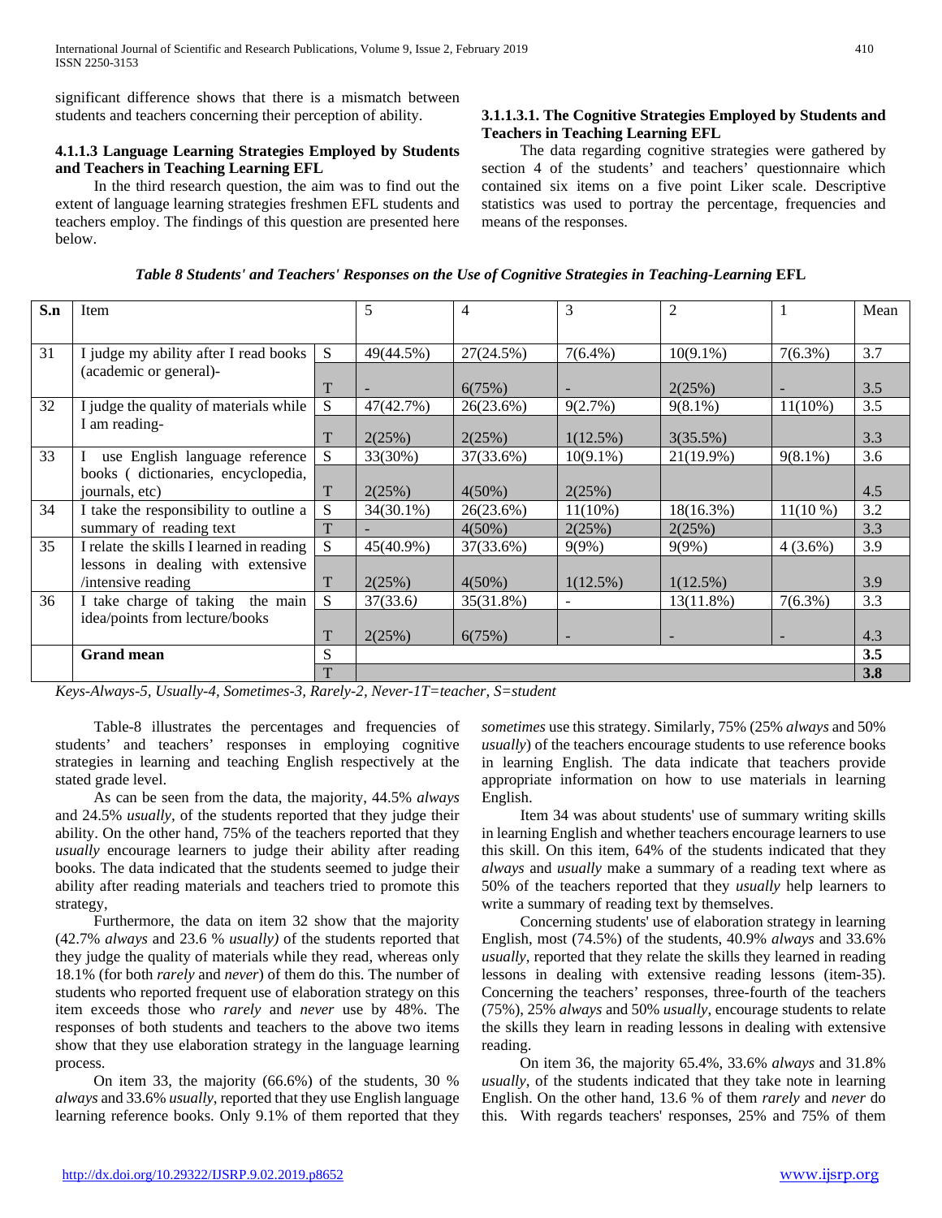significant difference shows that there is a mismatch between students and teachers concerning their perception of ability.

#### 4.1.1.3 Language Learning Strategies Employed by Students and Teachers in Teaching Learning EFL

In the third research question, the aim was to find out the extent of language learning strategies freshmen EFL students and teachers employ. The findings of this question are presented here below.

#### 3.1.1.3.1. The Cognitive Strategies Employed by Students and Teachers in Teaching Learning EFL

The data regarding cognitive strategies were gathered by section 4 of the students' and teachers' questionnaire which contained six items on a five point Liker scale. Descriptive statistics was used to portray the percentage, frequencies and means of the responses.

***Table 8 Students' and Teachers' Responses on the Use of Cognitive Strategies in Teaching-Learning* EFL**

| S.n | Item | | 5 | 4 | 3 | 2 | 1 | Mean |
|---|---|---|---|---|---|---|---|---|
| 31 | I judge my ability after I read books (academic or general)- | S | 49(44.5%) | 27(24.5%) | 7(6.4%) | 10(9.1%) | 7(6.3%) | 3.7 |
| | | T | - | 6(75%) | - | 2(25%) | - | 3.5 |
| 32 | I judge the quality of materials while I am reading- | S | 47(42.7%) | 26(23.6%) | 9(2.7%) | 9(8.1%) | 11(10%) | 3.5 |
| | | T | 2(25%) | 2(25%) | 1(12.5%) | 3(35.5%) | | 3.3 |
| 33 | I use English language reference books ( dictionaries, encyclopedia, journals, etc) | S | 33(30%) | 37(33.6%) | 10(9.1%) | 21(19.9%) | 9(8.1%) | 3.6 |
| | | T | 2(25%) | 4(50%) | 2(25%) | | | 4.5 |
| 34 | I take the responsibility to outline a summary of reading text | S | 34(30.1%) | 26(23.6%) | 11(10%) | 18(16.3%) | 11(10 %) | 3.2 |
| | | T | - | 4(50%) | 2(25%) | 2(25%) | | 3.3 |
| 35 | I relate the skills I learned in reading lessons in dealing with extensive /intensive reading | S | 45(40.9%) | 37(33.6%) | 9(9%) | 9(9%) | 4 (3.6%) | 3.9 |
| | | T | 2(25%) | 4(50%) | 1(12.5%) | 1(12.5%) | | 3.9 |
| 36 | I take charge of taking the main idea/points from lecture/books | S | 37(33.6) | 35(31.8%) | - | 13(11.8%) | 7(6.3%) | 3.3 |
| | | T | 2(25%) | 6(75%) | - | - | - | 4.3 |
| | **Grand mean** | S | | | | | | **3.5** |
| | | T | | | | | | **3.8** |

*Keys-Always-5, Usually-4, Sometimes-3, Rarely-2, Never-1T=teacher, S=student*

Table-8 illustrates the percentages and frequencies of students' and teachers' responses in employing cognitive strategies in learning and teaching English respectively at the stated grade level.

As can be seen from the data, the majority, 44.5% *always* and 24.5% *usually,* of the students reported that they judge their ability. On the other hand, 75% of the teachers reported that they *usually* encourage learners to judge their ability after reading books. The data indicated that the students seemed to judge their ability after reading materials and teachers tried to promote this strategy,

Furthermore, the data on item 32 show that the majority (42.7% *always* and 23.6 % *usually)* of the students reported that they judge the quality of materials while they read, whereas only 18.1% (for both *rarely* and *never*) of them do this. The number of students who reported frequent use of elaboration strategy on this item exceeds those who *rarely* and *never* use by 48%. The responses of both students and teachers to the above two items show that they use elaboration strategy in the language learning process.

On item 33, the majority (66.6%) of the students, 30 % *always* and 33.6% *usually*, reported that they use English language learning reference books. Only 9.1% of them reported that they *sometimes* use this strategy. Similarly, 75% (25% *always* and 50% *usually*) of the teachers encourage students to use reference books in learning English. The data indicate that teachers provide appropriate information on how to use materials in learning English.

Item 34 was about students' use of summary writing skills in learning English and whether teachers encourage learners to use this skill. On this item, 64% of the students indicated that they *always* and *usually* make a summary of a reading text where as 50% of the teachers reported that they *usually* help learners to write a summary of reading text by themselves.

Concerning students' use of elaboration strategy in learning English, most (74.5%) of the students, 40.9% *always* and 33.6% *usually*, reported that they relate the skills they learned in reading lessons in dealing with extensive reading lessons (item-35). Concerning the teachers' responses, three-fourth of the teachers (75%), 25% *always* and 50% *usually*, encourage students to relate the skills they learn in reading lessons in dealing with extensive reading.

On item 36, the majority 65.4%, 33.6% *always* and 31.8% *usually*, of the students indicated that they take note in learning English. On the other hand, 13.6 % of them *rarely* and *never* do this. With regards teachers' responses, 25% and 75% of them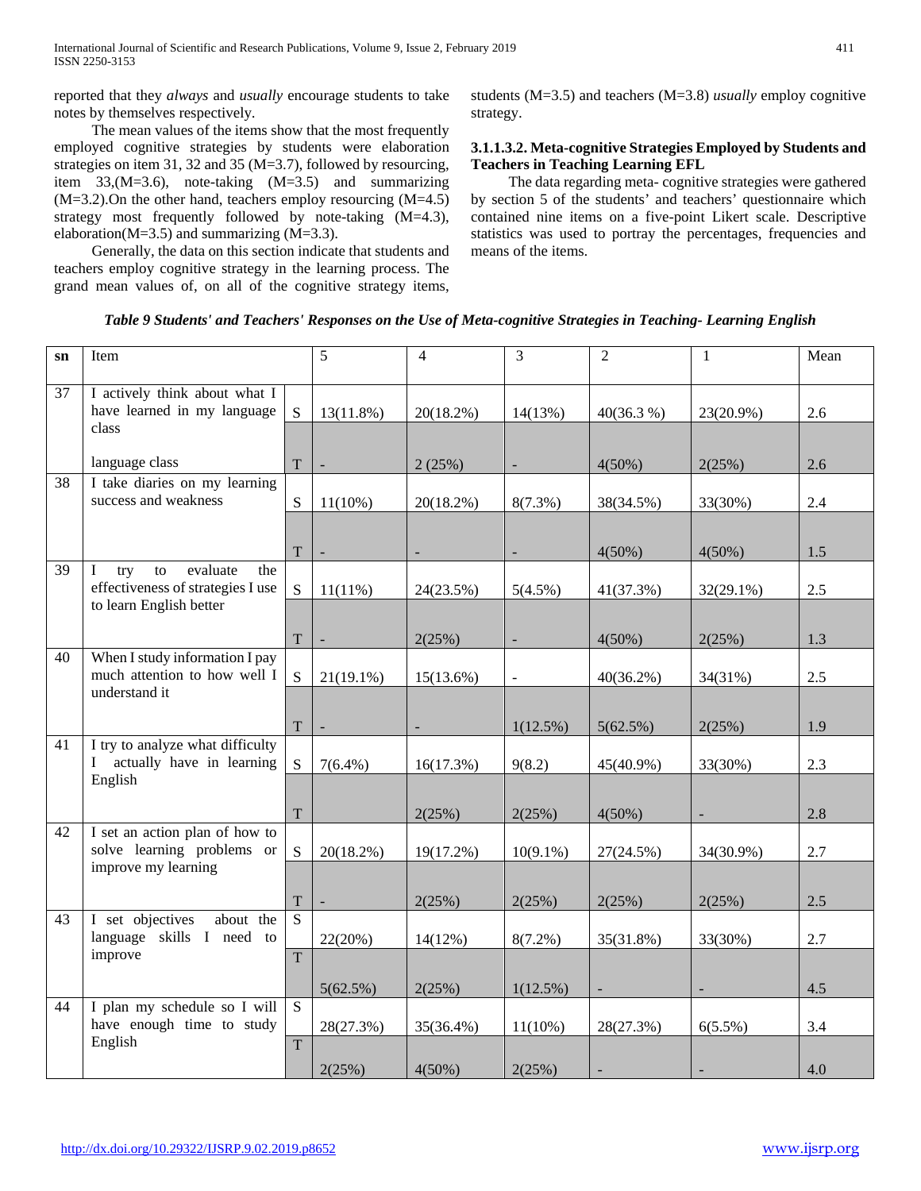reported that they *always* and *usually* encourage students to take notes by themselves respectively.

The mean values of the items show that the most frequently employed cognitive strategies by students were elaboration strategies on item 31, 32 and 35 (M=3.7), followed by resourcing, item 33,(M=3.6), note-taking (M=3.5) and summarizing (M=3.2).On the other hand, teachers employ resourcing (M=4.5) strategy most frequently followed by note-taking (M=4.3), elaboration(M=3.5) and summarizing (M=3.3).

Generally, the data on this section indicate that students and teachers employ cognitive strategy in the learning process. The grand mean values of, on all of the cognitive strategy items, students (M=3.5) and teachers (M=3.8) *usually* employ cognitive strategy.

**3.1.1.3.2. Meta-cognitive Strategies Employed by Students and Teachers in Teaching Learning EFL**

The data regarding meta- cognitive strategies were gathered by section 5 of the students' and teachers' questionnaire which contained nine items on a five-point Likert scale. Descriptive statistics was used to portray the percentages, frequencies and means of the items.

***Table 9 Students' and Teachers' Responses on the Use of Meta-cognitive Strategies in Teaching- Learning English***

| sn | Item | | 5 | 4 | 3 | 2 | 1 | Mean |
|---|---|---|---|---|---|---|---|---|
| 37 | I actively think about what I have learned in my language class | S | 13(11.8%) | 20(18.2%) | 14(13%) | 40(36.3 %) | 23(20.9%) | 2.6 |
| | language class | T | - | 2 (25%) | - | 4(50%) | 2(25%) | 2.6 |
| 38 | I take diaries on my learning success and weakness | S | 11(10%) | 20(18.2%) | 8(7.3%) | 38(34.5%) | 33(30%) | 2.4 |
| | | T | - | - | - | 4(50%) | 4(50%) | 1.5 |
| 39 | I try to evaluate the effectiveness of strategies I use to learn English better | S | 11(11%) | 24(23.5%) | 5(4.5%) | 41(37.3%) | 32(29.1%) | 2.5 |
| | | T | - | 2(25%) | - | 4(50%) | 2(25%) | 1.3 |
| 40 | When I study information I pay much attention to how well I understand it | S | 21(19.1%) | 15(13.6%) | - | 40(36.2%) | 34(31%) | 2.5 |
| | | T | - | - | 1(12.5%) | 5(62.5%) | 2(25%) | 1.9 |
| 41 | I try to analyze what difficulty I actually have in learning English | S | 7(6.4%) | 16(17.3%) | 9(8.2) | 45(40.9%) | 33(30%) | 2.3 |
| | | T | | 2(25%) | 2(25%) | 4(50%) | - | 2.8 |
| 42 | I set an action plan of how to solve learning problems or improve my learning | S | 20(18.2%) | 19(17.2%) | 10(9.1%) | 27(24.5%) | 34(30.9%) | 2.7 |
| | | T | - | 2(25%) | 2(25%) | 2(25%) | 2(25%) | 2.5 |
| 43 | I set objectives about the language skills I need to improve | S | 22(20%) | 14(12%) | 8(7.2%) | 35(31.8%) | 33(30%) | 2.7 |
| | | T | 5(62.5%) | 2(25%) | 1(12.5%) | - | - | 4.5 |
| 44 | I plan my schedule so I will have enough time to study English | S | 28(27.3%) | 35(36.4%) | 11(10%) | 28(27.3%) | 6(5.5%) | 3.4 |
| | | T | 2(25%) | 4(50%) | 2(25%) | - | - | 4.0 |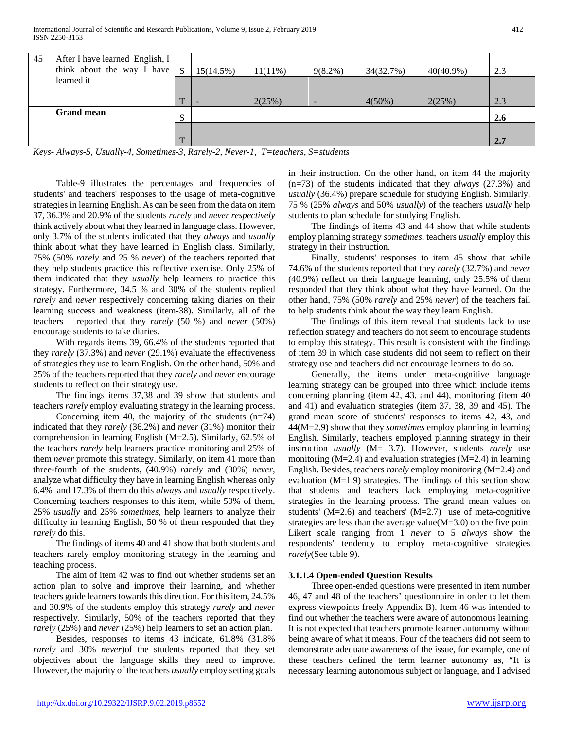| 45 | After I have learned English, I think about the way I have learned it | S | 15(14.5%) | 11(11%) | 9(8.2%) | 34(32.7%) | 40(40.9%) | 2.3 |
|---|---|---|---|---|---|---|---|---|
| | | T | - | 2(25%) | - | 4(50%) | 2(25%) | 2.3 |
| | **Grand mean** | S | | | | | | **2.6** |
| | | T | | | | | | **2.7** |

*Keys- Always-5, Usually-4, Sometimes-3, Rarely-2, Never-1, T=teachers, S=students*

Table-9 illustrates the percentages and frequencies of students' and teachers' responses to the usage of meta-cognitive strategies in learning English. As can be seen from the data on item 37, 36.3% and 20.9% of the students *rarely* and *never respectively* think actively about what they learned in language class. However, only 3.7% of the students indicated that they *always* and *usually* think about what they have learned in English class. Similarly, 75% (50% *rarely* and 25 % *never*) of the teachers reported that they help students practice this reflective exercise. Only 25% of them indicated that they *usually* help learners to practice this strategy. Furthermore, 34.5 % and 30% of the students replied *rarely* and *never* respectively concerning taking diaries on their learning success and weakness (item-38). Similarly, all of the teachers reported that they *rarely* (50 %) and *never* (50%) encourage students to take diaries.

With regards items 39, 66.4% of the students reported that they *rarely* (37.3%) and *never* (29.1%) evaluate the effectiveness of strategies they use to learn English. On the other hand, 50% and 25% of the teachers reported that they *rarely* and *never* encourage students to reflect on their strategy use.

The findings items 37,38 and 39 show that students and teachers *rarely* employ evaluating strategy in the learning process.

Concerning item 40, the majority of the students (n=74) indicated that they *rarely* (36.2%) and *never* (31%) monitor their comprehension in learning English (M=2.5). Similarly, 62.5% of the teachers *rarely* help learners practice monitoring and 25% of them *never* promote this strategy. Similarly, on item 41 more than three-fourth of the students, (40.9%) *rarely* and (30%) *never*, analyze what difficulty they have in learning English whereas only 6.4% and 17.3% of them do this *always* and *usually* respectively. Concerning teachers responses to this item, while 50% of them, 25% *usually* and 25% *sometimes*, help learners to analyze their difficulty in learning English, 50 % of them responded that they *rarely* do this.

The findings of items 40 and 41 show that both students and teachers rarely employ monitoring strategy in the learning and teaching process.

The aim of item 42 was to find out whether students set an action plan to solve and improve their learning, and whether teachers guide learners towards this direction. For this item, 24.5% and 30.9% of the students employ this strategy *rarely* and *never* respectively. Similarly, 50% of the teachers reported that they *rarely* (25%) and *never* (25%) help learners to set an action plan.

Besides, responses to items 43 indicate, 61.8% (31.8% *rarely* and 30% *never*)of the students reported that they set objectives about the language skills they need to improve. However, the majority of the teachers *usually* employ setting goals in their instruction. On the other hand, on item 44 the majority (n=73) of the students indicated that they *always* (27.3%) and *usually* (36.4%) prepare schedule for studying English. Similarly, 75 % (25% *always* and 50% *usually*) of the teachers *usually* help students to plan schedule for studying English.

The findings of items 43 and 44 show that while students employ planning strategy *sometimes*, teachers *usually* employ this strategy in their instruction.

Finally, students' responses to item 45 show that while 74.6% of the students reported that they *rarely* (32.7%) and *never* (40.9%) reflect on their language learning, only 25.5% of them responded that they think about what they have learned. On the other hand, 75% (50% *rarely* and 25% *never*) of the teachers fail to help students think about the way they learn English.

The findings of this item reveal that students lack to use reflection strategy and teachers do not seem to encourage students to employ this strategy. This result is consistent with the findings of item 39 in which case students did not seem to reflect on their strategy use and teachers did not encourage learners to do so.

Generally, the items under meta-cognitive language learning strategy can be grouped into three which include items concerning planning (item 42, 43, and 44), monitoring (item 40 and 41) and evaluation strategies (item 37, 38, 39 and 45). The grand mean score of students' responses to items 42, 43, and 44(M=2.9) show that they *sometimes* employ planning in learning English. Similarly, teachers employed planning strategy in their instruction *usually* (M= 3.7). However, students *rarely* use monitoring (M=2.4) and evaluation strategies (M=2.4) in learning English. Besides, teachers *rarely* employ monitoring (M=2.4) and evaluation (M=1.9) strategies. The findings of this section show that students and teachers lack employing meta-cognitive strategies in the learning process. The grand mean values on students' (M=2.6) and teachers' (M=2.7) use of meta-cognitive strategies are less than the average value(M=3.0) on the five point Likert scale ranging from 1 *never* to 5 *always* show the respondents' tendency to employ meta-cognitive strategies *rarely*(See table 9).

#### 3.1.1.4 Open-ended Question Results

Three open-ended questions were presented in item number 46, 47 and 48 of the teachers' questionnaire in order to let them express viewpoints freely Appendix B). Item 46 was intended to find out whether the teachers were aware of autonomous learning. It is not expected that teachers promote learner autonomy without being aware of what it means. Four of the teachers did not seem to demonstrate adequate awareness of the issue, for example, one of these teachers defined the term learner autonomy as, "It is necessary learning autonomous subject or language, and I advised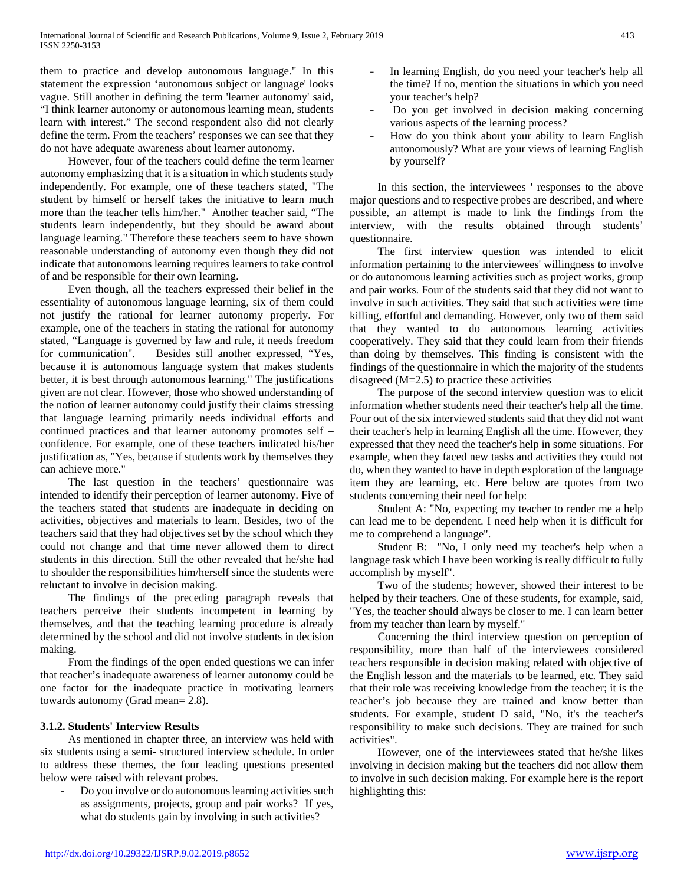them to practice and develop autonomous language." In this statement the expression 'autonomous subject or language' looks vague. Still another in defining the term 'learner autonomy' said, "I think learner autonomy or autonomous learning mean, students learn with interest." The second respondent also did not clearly define the term. From the teachers' responses we can see that they do not have adequate awareness about learner autonomy.

However, four of the teachers could define the term learner autonomy emphasizing that it is a situation in which students study independently. For example, one of these teachers stated, "The student by himself or herself takes the initiative to learn much more than the teacher tells him/her." Another teacher said, "The students learn independently, but they should be award about language learning." Therefore these teachers seem to have shown reasonable understanding of autonomy even though they did not indicate that autonomous learning requires learners to take control of and be responsible for their own learning.

Even though, all the teachers expressed their belief in the essentiality of autonomous language learning, six of them could not justify the rational for learner autonomy properly. For example, one of the teachers in stating the rational for autonomy stated, "Language is governed by law and rule, it needs freedom for communication". Besides still another expressed, "Yes, because it is autonomous language system that makes students better, it is best through autonomous learning." The justifications given are not clear. However, those who showed understanding of the notion of learner autonomy could justify their claims stressing that language learning primarily needs individual efforts and continued practices and that learner autonomy promotes self – confidence. For example, one of these teachers indicated his/her justification as, "Yes, because if students work by themselves they can achieve more."

The last question in the teachers' questionnaire was intended to identify their perception of learner autonomy. Five of the teachers stated that students are inadequate in deciding on activities, objectives and materials to learn. Besides, two of the teachers said that they had objectives set by the school which they could not change and that time never allowed them to direct students in this direction. Still the other revealed that he/she had to shoulder the responsibilities him/herself since the students were reluctant to involve in decision making.

The findings of the preceding paragraph reveals that teachers perceive their students incompetent in learning by themselves, and that the teaching learning procedure is already determined by the school and did not involve students in decision making.

From the findings of the open ended questions we can infer that teacher's inadequate awareness of learner autonomy could be one factor for the inadequate practice in motivating learners towards autonomy (Grad mean= 2.8).

### 3.1.2. Students' Interview Results

As mentioned in chapter three, an interview was held with six students using a semi- structured interview schedule. In order to address these themes, the four leading questions presented below were raised with relevant probes.

- Do you involve or do autonomous learning activities such as assignments, projects, group and pair works? If yes, what do students gain by involving in such activities?
- In learning English, do you need your teacher's help all the time? If no, mention the situations in which you need your teacher's help?
- Do you get involved in decision making concerning various aspects of the learning process?
- How do you think about your ability to learn English autonomously? What are your views of learning English by yourself?

In this section, the interviewees ' responses to the above major questions and to respective probes are described, and where possible, an attempt is made to link the findings from the interview, with the results obtained through students' questionnaire.

The first interview question was intended to elicit information pertaining to the interviewees' willingness to involve or do autonomous learning activities such as project works, group and pair works. Four of the students said that they did not want to involve in such activities. They said that such activities were time killing, effortful and demanding. However, only two of them said that they wanted to do autonomous learning activities cooperatively. They said that they could learn from their friends than doing by themselves. This finding is consistent with the findings of the questionnaire in which the majority of the students disagreed (M=2.5) to practice these activities

The purpose of the second interview question was to elicit information whether students need their teacher's help all the time. Four out of the six interviewed students said that they did not want their teacher's help in learning English all the time. However, they expressed that they need the teacher's help in some situations. For example, when they faced new tasks and activities they could not do, when they wanted to have in depth exploration of the language item they are learning, etc. Here below are quotes from two students concerning their need for help:

Student A: "No, expecting my teacher to render me a help can lead me to be dependent. I need help when it is difficult for me to comprehend a language".

Student B: "No, I only need my teacher's help when a language task which I have been working is really difficult to fully accomplish by myself".

Two of the students; however, showed their interest to be helped by their teachers. One of these students, for example, said, "Yes, the teacher should always be closer to me. I can learn better from my teacher than learn by myself."

Concerning the third interview question on perception of responsibility, more than half of the interviewees considered teachers responsible in decision making related with objective of the English lesson and the materials to be learned, etc. They said that their role was receiving knowledge from the teacher; it is the teacher's job because they are trained and know better than students. For example, student D said, "No, it's the teacher's responsibility to make such decisions. They are trained for such activities".

However, one of the interviewees stated that he/she likes involving in decision making but the teachers did not allow them to involve in such decision making. For example here is the report highlighting this: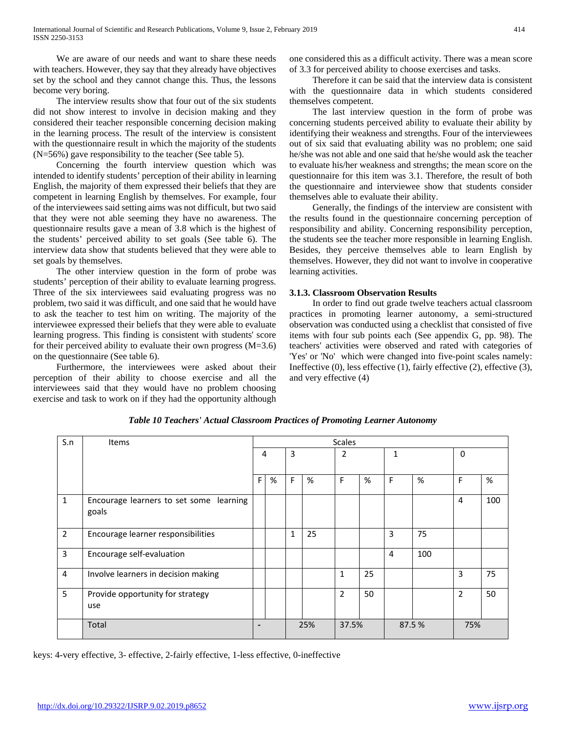We are aware of our needs and want to share these needs with teachers. However, they say that they already have objectives set by the school and they cannot change this. Thus, the lessons become very boring.

The interview results show that four out of the six students did not show interest to involve in decision making and they considered their teacher responsible concerning decision making in the learning process. The result of the interview is consistent with the questionnaire result in which the majority of the students (N=56%) gave responsibility to the teacher (See table 5).

Concerning the fourth interview question which was intended to identify students' perception of their ability in learning English, the majority of them expressed their beliefs that they are competent in learning English by themselves. For example, four of the interviewees said setting aims was not difficult, but two said that they were not able seeming they have no awareness. The questionnaire results gave a mean of 3.8 which is the highest of the students' perceived ability to set goals (See table 6). The interview data show that students believed that they were able to set goals by themselves.

The other interview question in the form of probe was students' perception of their ability to evaluate learning progress. Three of the six interviewees said evaluating progress was no problem, two said it was difficult, and one said that he would have to ask the teacher to test him on writing. The majority of the interviewee expressed their beliefs that they were able to evaluate learning progress. This finding is consistent with students' score for their perceived ability to evaluate their own progress (M=3.6) on the questionnaire (See table 6).

Furthermore, the interviewees were asked about their perception of their ability to choose exercise and all the interviewees said that they would have no problem choosing exercise and task to work on if they had the opportunity although one considered this as a difficult activity. There was a mean score of 3.3 for perceived ability to choose exercises and tasks.

Therefore it can be said that the interview data is consistent with the questionnaire data in which students considered themselves competent.

The last interview question in the form of probe was concerning students perceived ability to evaluate their ability by identifying their weakness and strengths. Four of the interviewees out of six said that evaluating ability was no problem; one said he/she was not able and one said that he/she would ask the teacher to evaluate his/her weakness and strengths; the mean score on the questionnaire for this item was 3.1. Therefore, the result of both the questionnaire and interviewee show that students consider themselves able to evaluate their ability.

Generally, the findings of the interview are consistent with the results found in the questionnaire concerning perception of responsibility and ability. Concerning responsibility perception, the students see the teacher more responsible in learning English. Besides, they perceive themselves able to learn English by themselves. However, they did not want to involve in cooperative learning activities.

### 3.1.3. Classroom Observation Results

In order to find out grade twelve teachers actual classroom practices in promoting learner autonomy, a semi-structured observation was conducted using a checklist that consisted of five items with four sub points each (See appendix G, pp. 98). The teachers' activities were observed and rated with categories of 'Yes' or 'No' which were changed into five-point scales namely: Ineffective (0), less effective (1), fairly effective (2), effective (3), and very effective (4)

*Table 10 Teachers' Actual Classroom Practices of Promoting Learner Autonomy*

| S.n | Items | Scales | | | | | | | | | |
|---|---|---|---|---|---|---|---|---|---|---|---|
| | | 4 | | 3 | | 2 | | 1 | | 0 | |
| | | F | % | F | % | F | % | F | % | F | % |
| 1 | Encourage learners to set some learning goals | | | | | | | | | 4 | 100 |
| 2 | Encourage learner responsibilities | | | 1 | 25 | | | 3 | 75 | | |
| 3 | Encourage self-evaluation | | | | | | | 4 | 100 | | |
| 4 | Involve learners in decision making | | | | | 1 | 25 | | | 3 | 75 |
| 5 | Provide opportunity for strategy use | | | | | 2 | 50 | | | 2 | 50 |
| | Total | - | | 25% | | 37.5% | | 87.5 % | | 75% | |

keys: 4-very effective, 3- effective, 2-fairly effective, 1-less effective, 0-ineffective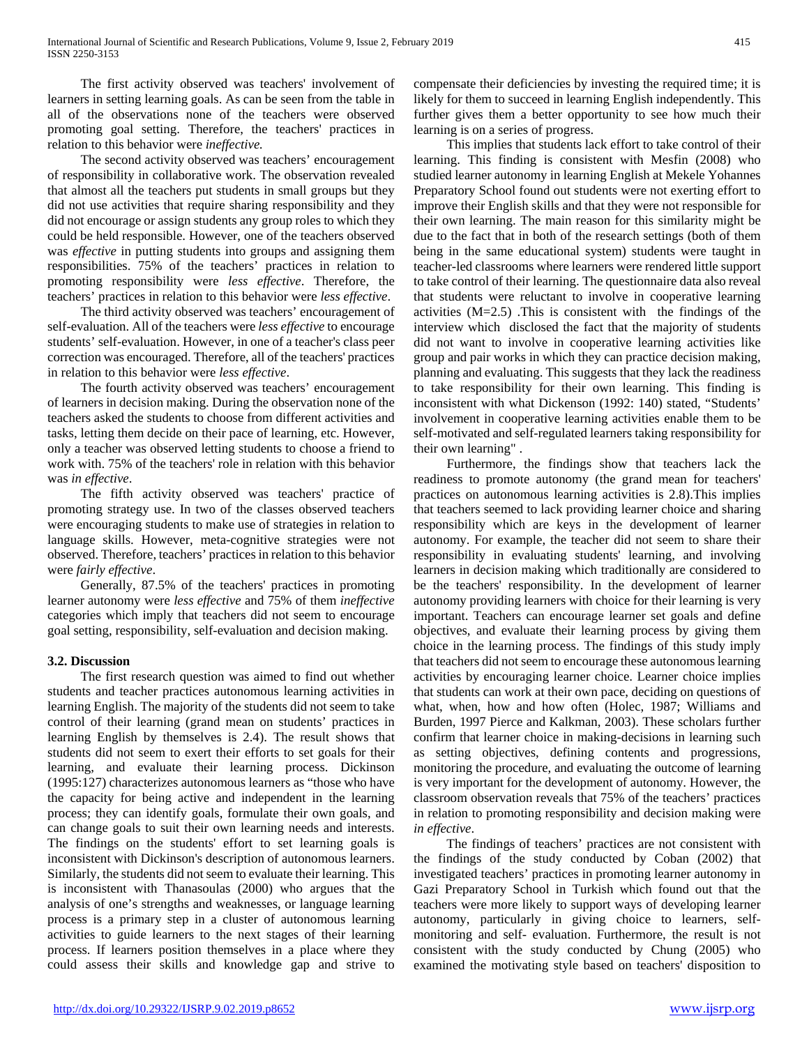The first activity observed was teachers' involvement of learners in setting learning goals. As can be seen from the table in all of the observations none of the teachers were observed promoting goal setting. Therefore, the teachers' practices in relation to this behavior were *ineffective.*

The second activity observed was teachers' encouragement of responsibility in collaborative work. The observation revealed that almost all the teachers put students in small groups but they did not use activities that require sharing responsibility and they did not encourage or assign students any group roles to which they could be held responsible. However, one of the teachers observed was *effective* in putting students into groups and assigning them responsibilities. 75% of the teachers' practices in relation to promoting responsibility were *less effective*. Therefore, the teachers' practices in relation to this behavior were *less effective*.

The third activity observed was teachers' encouragement of self-evaluation. All of the teachers were *less effective* to encourage students' self-evaluation. However, in one of a teacher's class peer correction was encouraged. Therefore, all of the teachers' practices in relation to this behavior were *less effective*.

The fourth activity observed was teachers' encouragement of learners in decision making. During the observation none of the teachers asked the students to choose from different activities and tasks, letting them decide on their pace of learning, etc. However, only a teacher was observed letting students to choose a friend to work with. 75% of the teachers' role in relation with this behavior was *in effective*.

The fifth activity observed was teachers' practice of promoting strategy use. In two of the classes observed teachers were encouraging students to make use of strategies in relation to language skills. However, meta-cognitive strategies were not observed. Therefore, teachers' practices in relation to this behavior were *fairly effective*.

Generally, 87.5% of the teachers' practices in promoting learner autonomy were *less effective* and 75% of them *ineffective* categories which imply that teachers did not seem to encourage goal setting, responsibility, self-evaluation and decision making.

### 3.2. Discussion

The first research question was aimed to find out whether students and teacher practices autonomous learning activities in learning English. The majority of the students did not seem to take control of their learning (grand mean on students' practices in learning English by themselves is 2.4). The result shows that students did not seem to exert their efforts to set goals for their learning, and evaluate their learning process. Dickinson (1995:127) characterizes autonomous learners as "those who have the capacity for being active and independent in the learning process; they can identify goals, formulate their own goals, and can change goals to suit their own learning needs and interests. The findings on the students' effort to set learning goals is inconsistent with Dickinson's description of autonomous learners. Similarly, the students did not seem to evaluate their learning. This is inconsistent with Thanasoulas (2000) who argues that the analysis of one's strengths and weaknesses, or language learning process is a primary step in a cluster of autonomous learning activities to guide learners to the next stages of their learning process. If learners position themselves in a place where they could assess their skills and knowledge gap and strive to compensate their deficiencies by investing the required time; it is likely for them to succeed in learning English independently. This further gives them a better opportunity to see how much their learning is on a series of progress.

This implies that students lack effort to take control of their learning. This finding is consistent with Mesfin (2008) who studied learner autonomy in learning English at Mekele Yohannes Preparatory School found out students were not exerting effort to improve their English skills and that they were not responsible for their own learning. The main reason for this similarity might be due to the fact that in both of the research settings (both of them being in the same educational system) students were taught in teacher-led classrooms where learners were rendered little support to take control of their learning. The questionnaire data also reveal that students were reluctant to involve in cooperative learning activities (M=2.5) .This is consistent with the findings of the interview which disclosed the fact that the majority of students did not want to involve in cooperative learning activities like group and pair works in which they can practice decision making, planning and evaluating. This suggests that they lack the readiness to take responsibility for their own learning. This finding is inconsistent with what Dickenson (1992: 140) stated, "Students' involvement in cooperative learning activities enable them to be self-motivated and self-regulated learners taking responsibility for their own learning" .

Furthermore, the findings show that teachers lack the readiness to promote autonomy (the grand mean for teachers' practices on autonomous learning activities is 2.8).This implies that teachers seemed to lack providing learner choice and sharing responsibility which are keys in the development of learner autonomy. For example, the teacher did not seem to share their responsibility in evaluating students' learning, and involving learners in decision making which traditionally are considered to be the teachers' responsibility. In the development of learner autonomy providing learners with choice for their learning is very important. Teachers can encourage learner set goals and define objectives, and evaluate their learning process by giving them choice in the learning process. The findings of this study imply that teachers did not seem to encourage these autonomous learning activities by encouraging learner choice. Learner choice implies that students can work at their own pace, deciding on questions of what, when, how and how often (Holec, 1987; Williams and Burden, 1997 Pierce and Kalkman, 2003). These scholars further confirm that learner choice in making-decisions in learning such as setting objectives, defining contents and progressions, monitoring the procedure, and evaluating the outcome of learning is very important for the development of autonomy. However, the classroom observation reveals that 75% of the teachers' practices in relation to promoting responsibility and decision making were *in effective*.

The findings of teachers' practices are not consistent with the findings of the study conducted by Coban (2002) that investigated teachers' practices in promoting learner autonomy in Gazi Preparatory School in Turkish which found out that the teachers were more likely to support ways of developing learner autonomy, particularly in giving choice to learners, self-monitoring and self- evaluation. Furthermore, the result is not consistent with the study conducted by Chung (2005) who examined the motivating style based on teachers' disposition to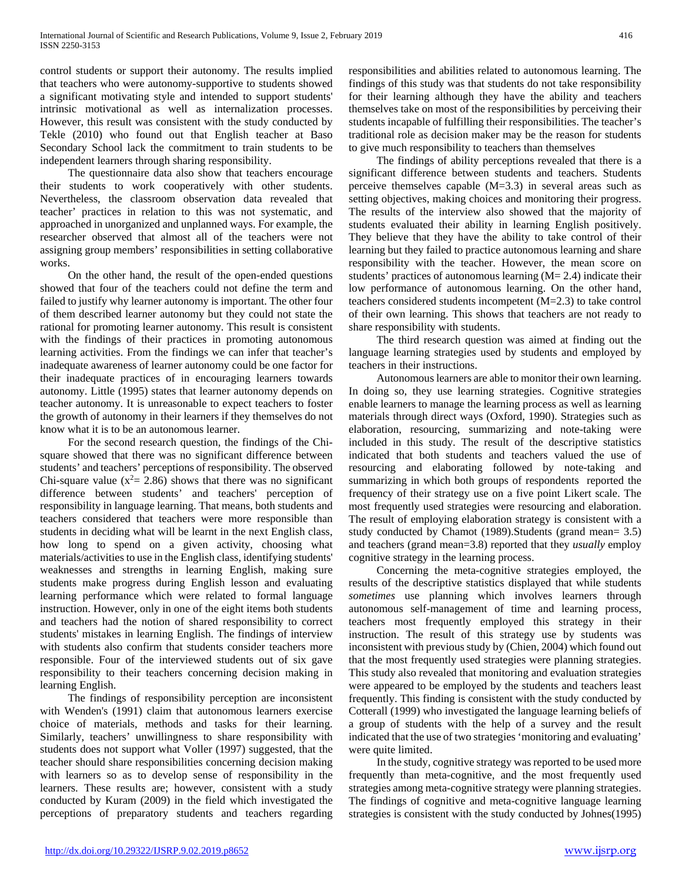control students or support their autonomy. The results implied that teachers who were autonomy-supportive to students showed a significant motivating style and intended to support students' intrinsic motivational as well as internalization processes. However, this result was consistent with the study conducted by Tekle (2010) who found out that English teacher at Baso Secondary School lack the commitment to train students to be independent learners through sharing responsibility.

The questionnaire data also show that teachers encourage their students to work cooperatively with other students. Nevertheless, the classroom observation data revealed that teacher' practices in relation to this was not systematic, and approached in unorganized and unplanned ways. For example, the researcher observed that almost all of the teachers were not assigning group members' responsibilities in setting collaborative works.

On the other hand, the result of the open-ended questions showed that four of the teachers could not define the term and failed to justify why learner autonomy is important. The other four of them described learner autonomy but they could not state the rational for promoting learner autonomy. This result is consistent with the findings of their practices in promoting autonomous learning activities. From the findings we can infer that teacher's inadequate awareness of learner autonomy could be one factor for their inadequate practices of in encouraging learners towards autonomy. Little (1995) states that learner autonomy depends on teacher autonomy. It is unreasonable to expect teachers to foster the growth of autonomy in their learners if they themselves do not know what it is to be an autonomous learner.

For the second research question, the findings of the Chi-square showed that there was no significant difference between students' and teachers' perceptions of responsibility. The observed Chi-square value ($x^2$= 2.86) shows that there was no significant difference between students' and teachers' perception of responsibility in language learning. That means, both students and teachers considered that teachers were more responsible than students in deciding what will be learnt in the next English class, how long to spend on a given activity, choosing what materials/activities to use in the English class, identifying students' weaknesses and strengths in learning English, making sure students make progress during English lesson and evaluating learning performance which were related to formal language instruction. However, only in one of the eight items both students and teachers had the notion of shared responsibility to correct students' mistakes in learning English. The findings of interview with students also confirm that students consider teachers more responsible. Four of the interviewed students out of six gave responsibility to their teachers concerning decision making in learning English.

The findings of responsibility perception are inconsistent with Wenden's (1991) claim that autonomous learners exercise choice of materials, methods and tasks for their learning. Similarly, teachers' unwillingness to share responsibility with students does not support what Voller (1997) suggested, that the teacher should share responsibilities concerning decision making with learners so as to develop sense of responsibility in the learners. These results are; however, consistent with a study conducted by Kuram (2009) in the field which investigated the perceptions of preparatory students and teachers regarding responsibilities and abilities related to autonomous learning. The findings of this study was that students do not take responsibility for their learning although they have the ability and teachers themselves take on most of the responsibilities by perceiving their students incapable of fulfilling their responsibilities. The teacher's traditional role as decision maker may be the reason for students to give much responsibility to teachers than themselves

The findings of ability perceptions revealed that there is a significant difference between students and teachers. Students perceive themselves capable (M=3.3) in several areas such as setting objectives, making choices and monitoring their progress. The results of the interview also showed that the majority of students evaluated their ability in learning English positively. They believe that they have the ability to take control of their learning but they failed to practice autonomous learning and share responsibility with the teacher. However, the mean score on students' practices of autonomous learning (M= 2.4) indicate their low performance of autonomous learning. On the other hand, teachers considered students incompetent (M=2.3) to take control of their own learning. This shows that teachers are not ready to share responsibility with students.

The third research question was aimed at finding out the language learning strategies used by students and employed by teachers in their instructions.

Autonomous learners are able to monitor their own learning. In doing so, they use learning strategies. Cognitive strategies enable learners to manage the learning process as well as learning materials through direct ways (Oxford, 1990). Strategies such as elaboration, resourcing, summarizing and note-taking were included in this study. The result of the descriptive statistics indicated that both students and teachers valued the use of resourcing and elaborating followed by note-taking and summarizing in which both groups of respondents reported the frequency of their strategy use on a five point Likert scale. The most frequently used strategies were resourcing and elaboration. The result of employing elaboration strategy is consistent with a study conducted by Chamot (1989).Students (grand mean= 3.5) and teachers (grand mean=3.8) reported that they *usually* employ cognitive strategy in the learning process.

Concerning the meta-cognitive strategies employed, the results of the descriptive statistics displayed that while students *sometimes* use planning which involves learners through autonomous self-management of time and learning process, teachers most frequently employed this strategy in their instruction. The result of this strategy use by students was inconsistent with previous study by (Chien, 2004) which found out that the most frequently used strategies were planning strategies. This study also revealed that monitoring and evaluation strategies were appeared to be employed by the students and teachers least frequently. This finding is consistent with the study conducted by Cotterall (1999) who investigated the language learning beliefs of a group of students with the help of a survey and the result indicated that the use of two strategies 'monitoring and evaluating' were quite limited.

In the study, cognitive strategy was reported to be used more frequently than meta-cognitive, and the most frequently used strategies among meta-cognitive strategy were planning strategies. The findings of cognitive and meta-cognitive language learning strategies is consistent with the study conducted by Johnes(1995)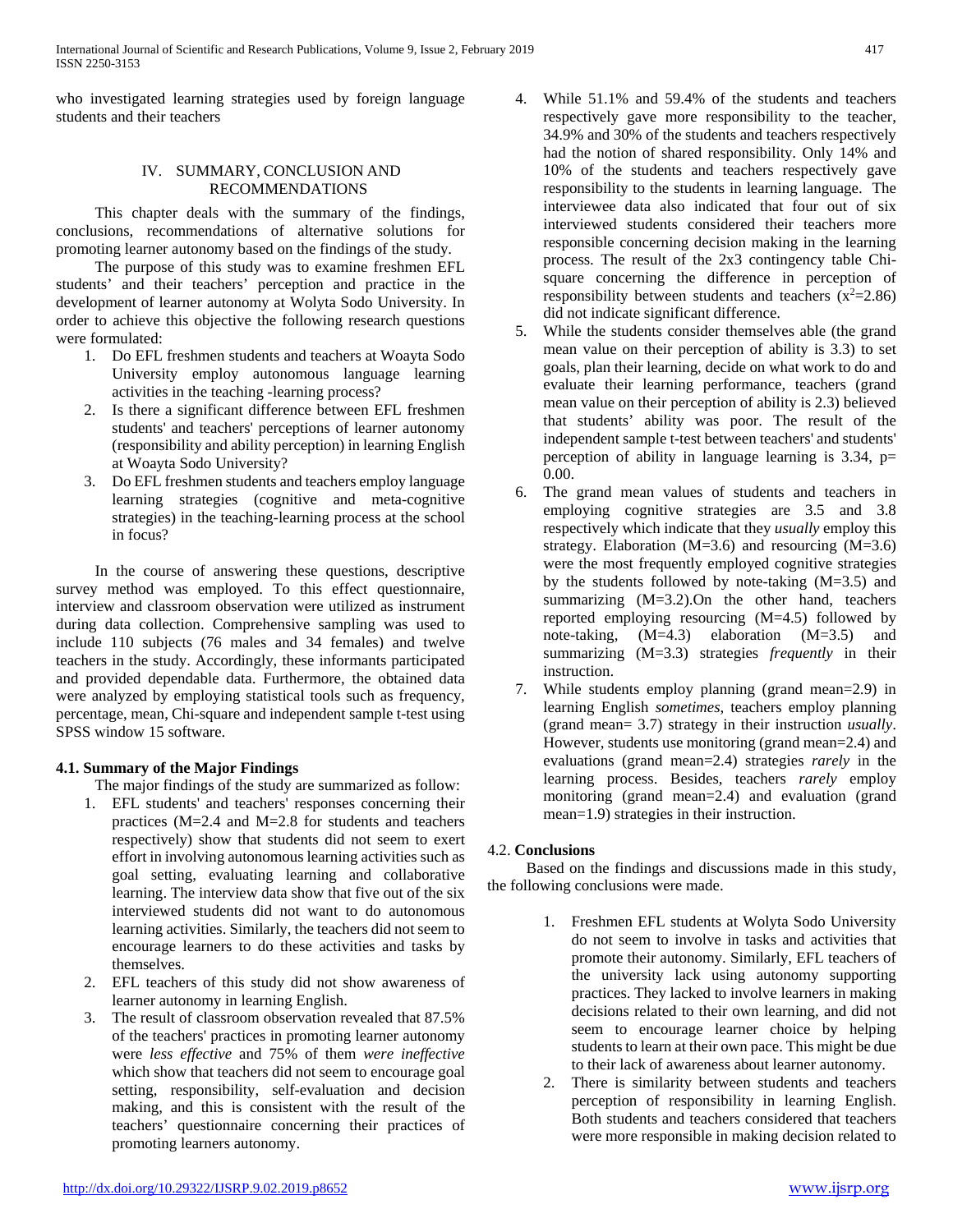who investigated learning strategies used by foreign language students and their teachers

## IV. SUMMARY, CONCLUSION AND RECOMMENDATIONS

This chapter deals with the summary of the findings, conclusions, recommendations of alternative solutions for promoting learner autonomy based on the findings of the study.

The purpose of this study was to examine freshmen EFL students' and their teachers' perception and practice in the development of learner autonomy at Wolyta Sodo University. In order to achieve this objective the following research questions were formulated:

1. Do EFL freshmen students and teachers at Woayta Sodo University employ autonomous language learning activities in the teaching -learning process?
2. Is there a significant difference between EFL freshmen students' and teachers' perceptions of learner autonomy (responsibility and ability perception) in learning English at Woayta Sodo University?
3. Do EFL freshmen students and teachers employ language learning strategies (cognitive and meta-cognitive strategies) in the teaching-learning process at the school in focus?

In the course of answering these questions, descriptive survey method was employed. To this effect questionnaire, interview and classroom observation were utilized as instrument during data collection. Comprehensive sampling was used to include 110 subjects (76 males and 34 females) and twelve teachers in the study. Accordingly, these informants participated and provided dependable data. Furthermore, the obtained data were analyzed by employing statistical tools such as frequency, percentage, mean, Chi-square and independent sample t-test using SPSS window 15 software.

### 4.1. Summary of the Major Findings

The major findings of the study are summarized as follow:

1. EFL students' and teachers' responses concerning their practices (M=2.4 and M=2.8 for students and teachers respectively) show that students did not seem to exert effort in involving autonomous learning activities such as goal setting, evaluating learning and collaborative learning. The interview data show that five out of the six interviewed students did not want to do autonomous learning activities. Similarly, the teachers did not seem to encourage learners to do these activities and tasks by themselves.
2. EFL teachers of this study did not show awareness of learner autonomy in learning English.
3. The result of classroom observation revealed that 87.5% of the teachers' practices in promoting learner autonomy were *less effective* and 75% of them *were ineffective* which show that teachers did not seem to encourage goal setting, responsibility, self-evaluation and decision making, and this is consistent with the result of the teachers' questionnaire concerning their practices of promoting learners autonomy.
4. While 51.1% and 59.4% of the students and teachers respectively gave more responsibility to the teacher, 34.9% and 30% of the students and teachers respectively had the notion of shared responsibility. Only 14% and 10% of the students and teachers respectively gave responsibility to the students in learning language. The interviewee data also indicated that four out of six interviewed students considered their teachers more responsible concerning decision making in the learning process. The result of the 2x3 contingency table Chi-square concerning the difference in perception of responsibility between students and teachers ($x^2$=2.86) did not indicate significant difference.
5. While the students consider themselves able (the grand mean value on their perception of ability is 3.3) to set goals, plan their learning, decide on what work to do and evaluate their learning performance, teachers (grand mean value on their perception of ability is 2.3) believed that students' ability was poor. The result of the independent sample t-test between teachers' and students' perception of ability in language learning is 3.34, p= 0.00.
6. The grand mean values of students and teachers in employing cognitive strategies are 3.5 and 3.8 respectively which indicate that they *usually* employ this strategy. Elaboration (M=3.6) and resourcing (M=3.6) were the most frequently employed cognitive strategies by the students followed by note-taking (M=3.5) and summarizing (M=3.2).On the other hand, teachers reported employing resourcing (M=4.5) followed by note-taking, (M=4.3) elaboration (M=3.5) and summarizing (M=3.3) strategies *frequently* in their instruction.
7. While students employ planning (grand mean=2.9) in learning English *sometimes*, teachers employ planning (grand mean= 3.7) strategy in their instruction *usually*. However, students use monitoring (grand mean=2.4) and evaluations (grand mean=2.4) strategies *rarely* in the learning process. Besides, teachers *rarely* employ monitoring (grand mean=2.4) and evaluation (grand mean=1.9) strategies in their instruction.

### 4.2. Conclusions

Based on the findings and discussions made in this study, the following conclusions were made.

1. Freshmen EFL students at Wolyta Sodo University do not seem to involve in tasks and activities that promote their autonomy. Similarly, EFL teachers of the university lack using autonomy supporting practices. They lacked to involve learners in making decisions related to their own learning, and did not seem to encourage learner choice by helping students to learn at their own pace. This might be due to their lack of awareness about learner autonomy.
2. There is similarity between students and teachers perception of responsibility in learning English. Both students and teachers considered that teachers were more responsible in making decision related to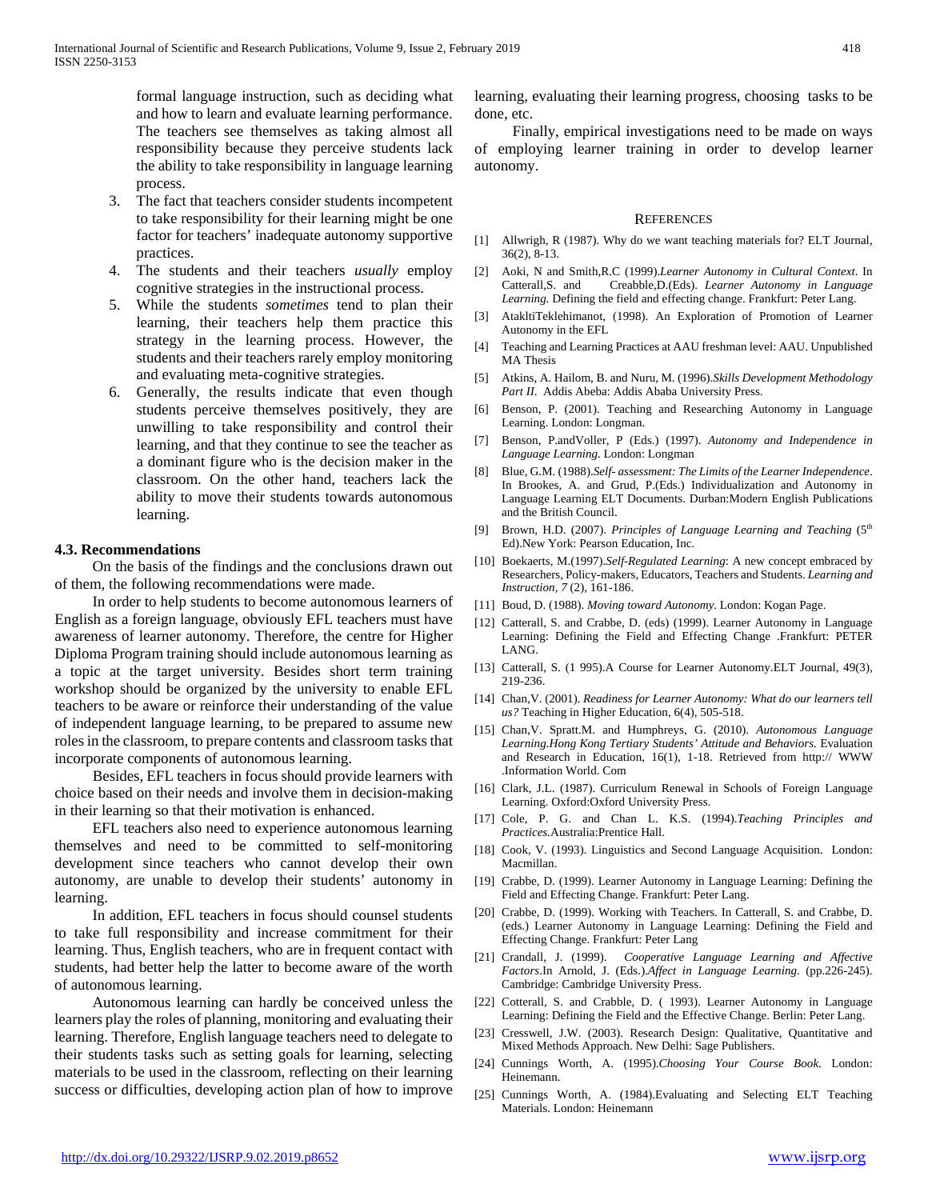formal language instruction, such as deciding what and how to learn and evaluate learning performance. The teachers see themselves as taking almost all responsibility because they perceive students lack the ability to take responsibility in language learning process.

3. The fact that teachers consider students incompetent to take responsibility for their learning might be one factor for teachers' inadequate autonomy supportive practices.
4. The students and their teachers *usually* employ cognitive strategies in the instructional process.
5. While the students *sometimes* tend to plan their learning, their teachers help them practice this strategy in the learning process. However, the students and their teachers rarely employ monitoring and evaluating meta-cognitive strategies.
6. Generally, the results indicate that even though students perceive themselves positively, they are unwilling to take responsibility and control their learning, and that they continue to see the teacher as a dominant figure who is the decision maker in the classroom. On the other hand, teachers lack the ability to move their students towards autonomous learning.

### 4.3. Recommendations

On the basis of the findings and the conclusions drawn out of them, the following recommendations were made.

In order to help students to become autonomous learners of English as a foreign language, obviously EFL teachers must have awareness of learner autonomy. Therefore, the centre for Higher Diploma Program training should include autonomous learning as a topic at the target university. Besides short term training workshop should be organized by the university to enable EFL teachers to be aware or reinforce their understanding of the value of independent language learning, to be prepared to assume new roles in the classroom, to prepare contents and classroom tasks that incorporate components of autonomous learning.

Besides, EFL teachers in focus should provide learners with choice based on their needs and involve them in decision-making in their learning so that their motivation is enhanced.

EFL teachers also need to experience autonomous learning themselves and need to be committed to self-monitoring development since teachers who cannot develop their own autonomy, are unable to develop their students' autonomy in learning.

In addition, EFL teachers in focus should counsel students to take full responsibility and increase commitment for their learning. Thus, English teachers, who are in frequent contact with students, had better help the latter to become aware of the worth of autonomous learning.

Autonomous learning can hardly be conceived unless the learners play the roles of planning, monitoring and evaluating their learning. Therefore, English language teachers need to delegate to their students tasks such as setting goals for learning, selecting materials to be used in the classroom, reflecting on their learning success or difficulties, developing action plan of how to improve learning, evaluating their learning progress, choosing tasks to be done, etc.

Finally, empirical investigations need to be made on ways of employing learner training in order to develop learner autonomy.

## REFERENCES

[1] Allwrigh, R (1987). Why do we want teaching materials for? ELT Journal, 36(2), 8-13.

[2] Aoki, N and Smith,R.C (1999).*Learner Autonomy in Cultural Context*. In Catterall,S. and Creabble,D.(Eds). *Learner Autonomy in Language Learning.* Defining the field and effecting change. Frankfurt: Peter Lang.

[3] AtakltiTeklehimanot, (1998). An Exploration of Promotion of Learner Autonomy in the EFL

[4] Teaching and Learning Practices at AAU freshman level: AAU. Unpublished MA Thesis

[5] Atkins, A. Hailom, B. and Nuru, M. (1996).*Skills Development Methodology Part II.* Addis Abeba: Addis Ababa University Press.

[6] Benson, P. (2001). Teaching and Researching Autonomy in Language Learning. London: Longman.

[7] Benson, P.andVoller, P (Eds.) (1997). *Autonomy and Independence in Language Learning*. London: Longman

[8] Blue, G.M. (1988).*Self- assessment: The Limits of the Learner Independence*. In Brookes, A. and Grud, P.(Eds.) Individualization and Autonomy in Language Learning ELT Documents. Durban:Modern English Publications and the British Council.

[9] Brown, H.D. (2007). *Principles of Language Learning and Teaching* (5th Ed).New York: Pearson Education, Inc.

[10] Boekaerts, M.(1997).*Self-Regulated Learning*: A new concept embraced by Researchers, Policy-makers, Educators, Teachers and Students. *Learning and Instruction, 7* (2), 161-186.

[11] Boud, D. (1988). *Moving toward Autonomy*. London: Kogan Page.

[12] Catterall, S. and Crabbe, D. (eds) (1999). Learner Autonomy in Language Learning: Defining the Field and Effecting Change .Frankfurt: PETER LANG.

[13] Catterall, S. (1 995).A Course for Learner Autonomy.ELT Journal, 49(3), 219-236.

[14] Chan,V. (2001). *Readiness for Learner Autonomy: What do our learners tell us?* Teaching in Higher Education, 6(4), 505-518.

[15] Chan,V. Spratt.M. and Humphreys, G. (2010). *Autonomous Language Learning.Hong Kong Tertiary Students' Attitude and Behaviors.* Evaluation and Research in Education, 16(1), 1-18. Retrieved from http:// WWW .Information World. Com

[16] Clark, J.L. (1987). Curriculum Renewal in Schools of Foreign Language Learning. Oxford:Oxford University Press.

[17] Cole, P. G. and Chan L. K.S. (1994).*Teaching Principles and Practices.*Australia:Prentice Hall.

[18] Cook, V. (1993). Linguistics and Second Language Acquisition. London: Macmillan.

[19] Crabbe, D. (1999). Learner Autonomy in Language Learning: Defining the Field and Effecting Change. Frankfurt: Peter Lang.

[20] Crabbe, D. (1999). Working with Teachers. In Catterall, S. and Crabbe, D. (eds.) Learner Autonomy in Language Learning: Defining the Field and Effecting Change. Frankfurt: Peter Lang

[21] Crandall, J. (1999). *Cooperative Language Learning and Affective Factors*.In Arnold, J. (Eds.).*Affect in Language Learning.* (pp.226-245). Cambridge: Cambridge University Press.

[22] Cotterall, S. and Crabble, D. ( 1993). Learner Autonomy in Language Learning: Defining the Field and the Effective Change. Berlin: Peter Lang.

[23] Cresswell, J.W. (2003). Research Design: Qualitative, Quantitative and Mixed Methods Approach. New Delhi: Sage Publishers.

[24] Cunnings Worth, A. (1995).*Choosing Your Course Book.* London: Heinemann.

[25] Cunnings Worth, A. (1984).Evaluating and Selecting ELT Teaching Materials. London: Heinemann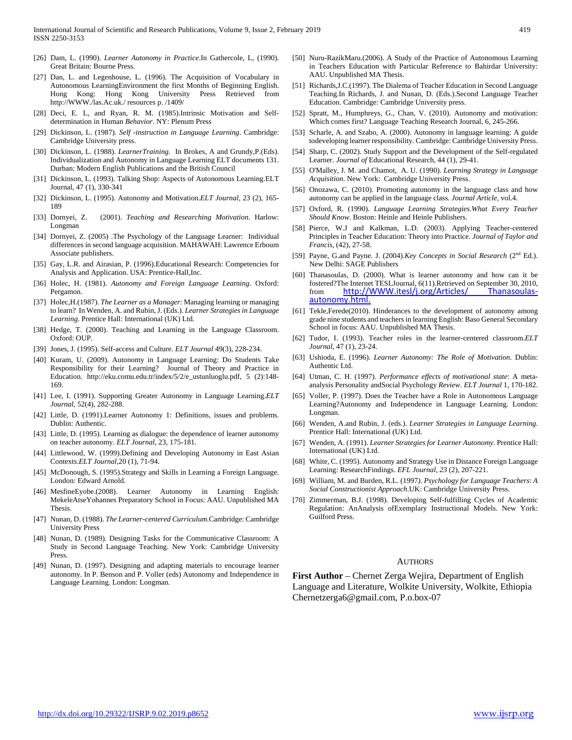[26] Dam, L. (1990). *Learner Autonomy in Practice*.In Gathercole, L, (1990). Great Britain: Bourne Press.

[27] Dan, L. and Legenhouse, L. (1996). The Acquisition of Vocabulary in Autonomous LearningEnvironment the first Months of Beginning English. Hong Kong: Hong Kong University Press Retrieved from http://WWW./las.Ac.uk./ resources p. /1409/

[28] Deci, E. L, and Ryan, R. M. (1985).Intrinsic Motivation and Self-determination in Human *Behavior*. NY: Plenum Press

[29] Dickinson, L. (1987). *Self -instruction in Language Learning*. Cambridge: Cambridge University press.

[30] Dickinson, L. (1988). *LearnerTraining.* In Brokes, A and Grundy,P.(Eds). Individualization and Autonomy in Language Learning ELT documents 131. Durban: Modern English Publications and the British Council

[31] Dickinson, L. (1993). Talking Shop: Aspects of Autonomous Learning.ELT Journal, 47 (1), 330-341

[32] Dickinson, L. (1995). Autonomy and Motivation.*ELT Journal*, 23 (2), 165-189

[33] Dornyei, Z. (2001). *Teaching and Researching Motivation*. Harlow: Longman

[34] Dornyei, Z. (2005) .The Psychology of the Language Learner: Individual differences in second language acquisition. MAHAWAH: Lawrence Erboum Associate publishers.

[35] Gay, L.R. and Airasian, P. (1996).Educational Research: Competencies for Analysis and Application. USA: Prentice-Hall,Inc.

[36] Holec, H. (1981). *Autonomy and Foreign Language Learning*. Oxford: Pergamon.

[37] Holec,H.(1987). *The Learner as a Manager*: Managing learning or managing to learn? In Wenden, A. and Rubin, J. (Eds.). *Learner Strategies in Language Learning*. Prentice Hall: International (UK) Ltd.

[38] Hedge, T. (2000). Teaching and Learning in the Language Classroom. Oxford: OUP.

[39] Jones, J. (1995). Self-access and Culture. *ELT Journal* 49(3), 228-234.

[40] Kuram, U. (2009). Autonomy in Language Learning: Do Students Take Responsibility for their Learning? Journal of Theory and Practice in Education. http://eku.comu.edu.tr/index/5/2/e_ustunluoglu.pdf, 5 (2):148-169.

[41] Lee, I. (1991). Supporting Greater Autonomy in Language Learning.*ELT Journal*, 52(4), 282-288.

[42] Little, D. (1991).Learner Autonomy 1: Definitions, issues and problems. Dublin: Authentic.

[43] Little, D. (1995). Learning as dialogue: the dependence of learner autonomy on teacher autonomy. *ELT Journal*, 23, 175-181.

[44] Littlewood, W. (1999).Defining and Developing Autonomy in East Asian Contexts.*ELT Journal*,20 (1), 71-94.

[45] McDonough, S. (1995).Strategy and Skills in Learning a Foreign Language. London: Edward Arnold.

[46] MesfineEyobe.(2008). Learner Autonomy in Learning English: MekeleAtseYohannes Preparatory School in Focus: AAU. Unpublished MA Thesis.

[47] Nunan, D. (1988). *The Learner-centered Curriculum*.Cambridge: Cambridge University Press

[48] Nunan, D. (1989). Designing Tasks for the Communicative Classroom: A Study in Second Language Teaching. New York: Cambridge University Press.

[49] Nunan, D. (1997). Designing and adapting materials to encourage learner autonomy. In P. Benson and P. Voller (eds) Autonomy and Independence in Language Learning. London: Longman.

[50] Nuru-RazikMaru.(2006). A Study of the Practice of Autonomous Learning in Teachers Education with Particular Reference to Bahirdar University: AAU. Unpublished MA Thesis.

[51] Richards,J.C.(1997). The Dialema of Teacher Education in Second Language Teaching.In Richards, J. and Nunan, D. (Eds.).Second Language Teacher Education. Cambridge: Cambridge University press.

[52] Spratt, M., Humphreys, G., Chan, V. (2010). Autonomy and motivation: Which comes first? Language Teaching Research Journal, 6, 245-266.

[53] Scharle, A. and Szabo, A. (2000). Autonomy in language learning: A guide todeveloping learner responsibility. Cambridge: Cambridge University Press.

[54] Sharp, C. (2002). Study Support and the Development of the Self-regulated Learner. *Journal of* Educational Research, 44 (1), 29-41.

[55] O'Malley, J. M. and Chamot, A. U. (1990). *Learning Strategy in Language Acquisition*. New York: Cambridge University Press.

[56] Onozawa, C. (2010). Promoting autonomy in the language class and how autonomy can be applied in the language class. *Journal Article*, vol.4.

[57] Oxford, R. (1990). *Language Learning Strategies.What Every Teacher Should Know*. Boston: Heinle and Heinle Publishers.

[58] Pierce, W.J and Kalkman, L.D. (2003). Applying Teacher-centered Principles in Teacher Education: Theory into Practice. *Journal of Taylor and Francis*, (42), 27-58.

[59] Payne, G.and Payne. J. (2004).*Key Concepts in Social Research* (2nd Ed.). New Delhi: SAGE Publishers

[60] Thanasoulas, D. (2000). What is learner autonomy and how can it be fostered?The Internet TESLJournal, 6(11).Retrieved on September 30, 2010, from http://WWW.itesl/j.org/Articles/ Thanasoulas-autonomy.html.

[61] Tekle,Ferede(2010). Hinderances to the development of autonomy among grade nine students and teachers in learning English: Baso General Secondary School in focus: AAU. Unpublished MA Thesis.

[62] Tudor, I. (1993). Teacher roles in the learner-centered classroom.*ELT Journal*, 47 (1), 23-24.

[63] Ushioda, E. (1996). *Learner Autonomy: The Role of Motivation*. Dublin: Authentic Ltd.

[64] Utman, C. H. (1997). *Performance effects of motivational state*: A meta-analysis Personality andSocial Psychology *Review*. *ELT Journal* 1, 170-182.

[65] Voller, P. (1997). Does the Teacher have a Role in Autonomous Language Learning?Autonomy and Independence in Language Learning. London: Longman.

[66] Wenden, A.and Rubin, J. (eds.). *Learner Strategies in Language Learning*. Prentice Hall: International (UK) Ltd.

[67] Wenden, A. (1991). *Learner Strategies for Learner Autonomy*. Prentice Hall: International (UK) Ltd.

[68] White, C. (1995). Autonomy and Strategy Use in Distance Foreign Language Learning: ResearchFindings. *EFL Journal*, *23* (2), 207-221.

[69] William, M. and Burden, R.L. (1997*). Psychology for Language Teachers*: *A Social Constructionist Approach*.UK: Cambridge University Press.

[70] Zimmerman, B.J. (1998). Developing Self-fulfilling Cycles of Academic Regulation: AnAnalysis ofExemplary Instructional Models. New York: Guilford Press.

## AUTHORS

**First Author** – Chernet Zerga Wejira, Department of English Language and Literature, Wolkite University, Wolkite, Ethiopia Chernetzerga6@gmail.com, P.o.box-07